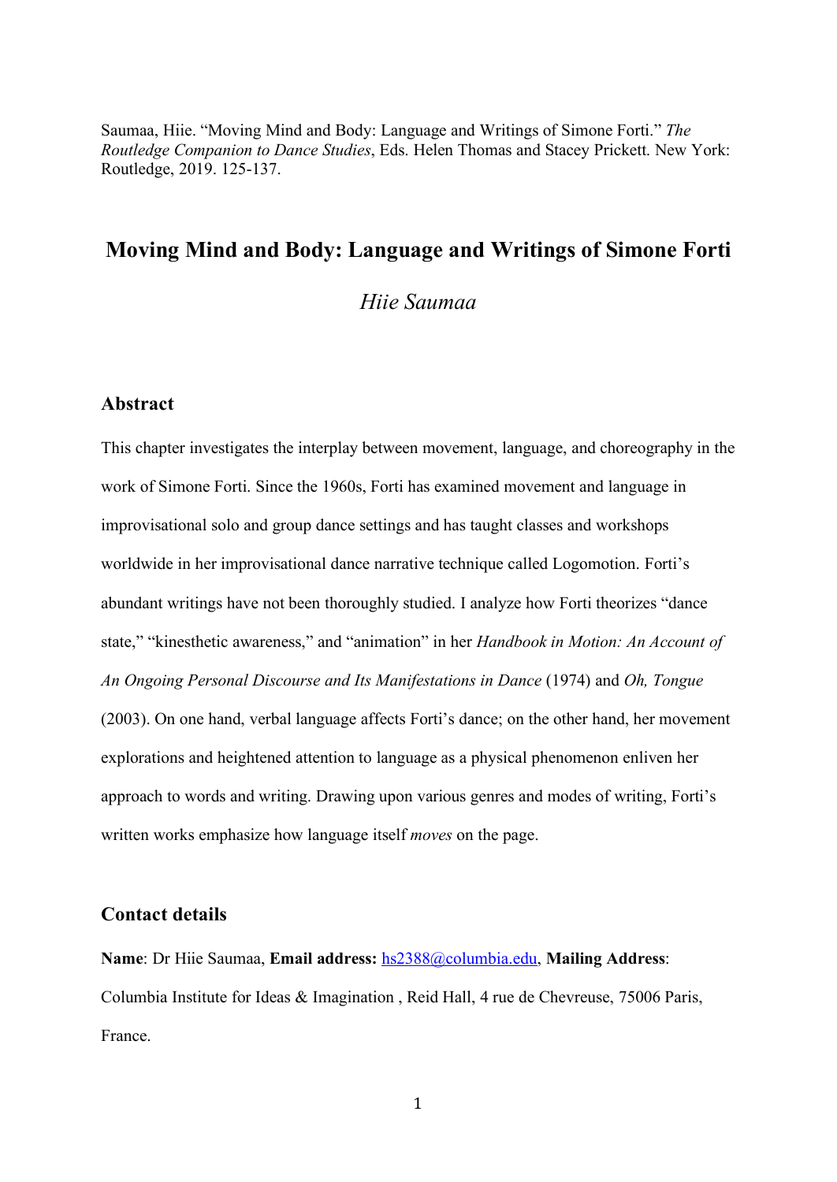Saumaa, Hiie. "Moving Mind and Body: Language and Writings of Simone Forti." *The Routledge Companion to Dance Studies*, Eds. Helen Thomas and Stacey Prickett. New York: Routledge, 2019. 125-137.

# Moving Mind and Body: Language and Writings of Simone Forti

*Hiie Saumaa*

## Abstract

This chapter investigates the interplay between movement, language, and choreography in the work of Simone Forti. Since the 1960s, Forti has examined movement and language in improvisational solo and group dance settings and has taught classes and workshops worldwide in her improvisational dance narrative technique called Logomotion. Forti's abundant writings have not been thoroughly studied. I analyze how Forti theorizes "dance state," "kinesthetic awareness," and "animation" in her *Handbook in Motion: An Account of An Ongoing Personal Discourse and Its Manifestations in Dance* (1974) and *Oh, Tongue* (2003). On one hand, verbal language affects Forti's dance; on the other hand, her movement explorations and heightened attention to language as a physical phenomenon enliven her approach to words and writing. Drawing upon various genres and modes of writing, Forti's written works emphasize how language itself *moves* on the page.

## Contact details

**Name**: Dr Hiie Saumaa, **Email address:** hs2388@columbia.edu, **Mailing Address**: Columbia Institute for Ideas & Imagination , Reid Hall, 4 rue de Chevreuse, 75006 Paris, France.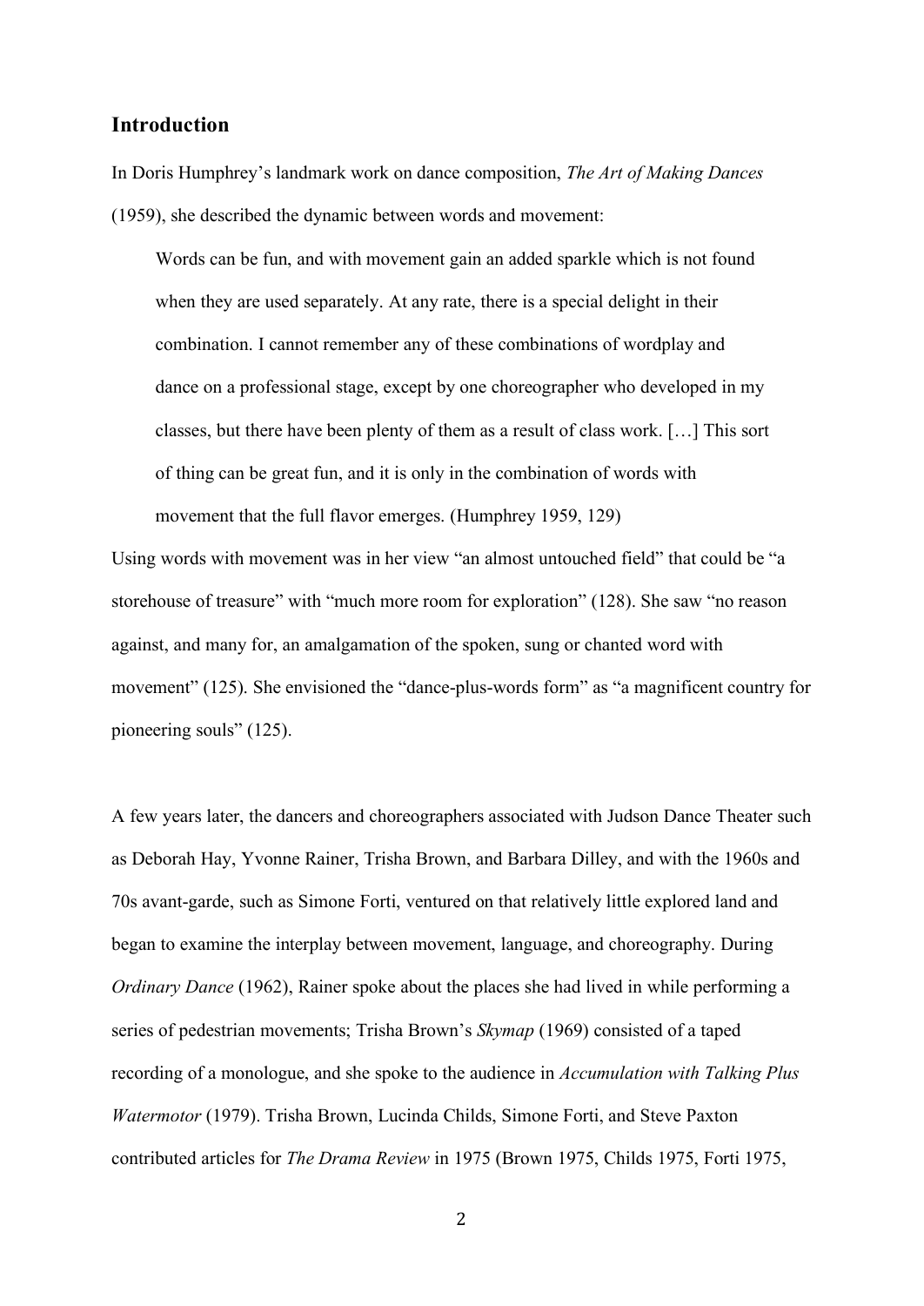## Introduction

In Doris Humphrey's landmark work on dance composition, *The Art of Making Dances* (1959), she described the dynamic between words and movement:

> Words can be fun, and with movement gain an added sparkle which is not found when they are used separately. At any rate, there is a special delight in their combination. I cannot remember any of these combinations of wordplay and dance on a professional stage, except by one choreographer who developed in my classes, but there have been plenty of them as a result of class work. […] This sort of thing can be great fun, and it is only in the combination of words with movement that the full flavor emerges. (Humphrey 1959, 129)

Using words with movement was in her view "an almost untouched field" that could be "a storehouse of treasure" with "much more room for exploration" (128). She saw "no reason against, and many for, an amalgamation of the spoken, sung or chanted word with movement" (125). She envisioned the "dance-plus-words form" as "a magnificent country for pioneering souls" (125).

A few years later, the dancers and choreographers associated with Judson Dance Theater such as Deborah Hay, Yvonne Rainer, Trisha Brown, and Barbara Dilley, and with the 1960s and 70s avant-garde, such as Simone Forti, ventured on that relatively little explored land and began to examine the interplay between movement, language, and choreography. During *Ordinary Dance* (1962), Rainer spoke about the places she had lived in while performing a series of pedestrian movements; Trisha Brown's *Skymap* (1969) consisted of a taped recording of a monologue, and she spoke to the audience in *Accumulation with Talking Plus Watermotor* (1979). Trisha Brown, Lucinda Childs, Simone Forti, and Steve Paxton contributed articles for *The Drama Review* in 1975 (Brown 1975, Childs 1975, Forti 1975,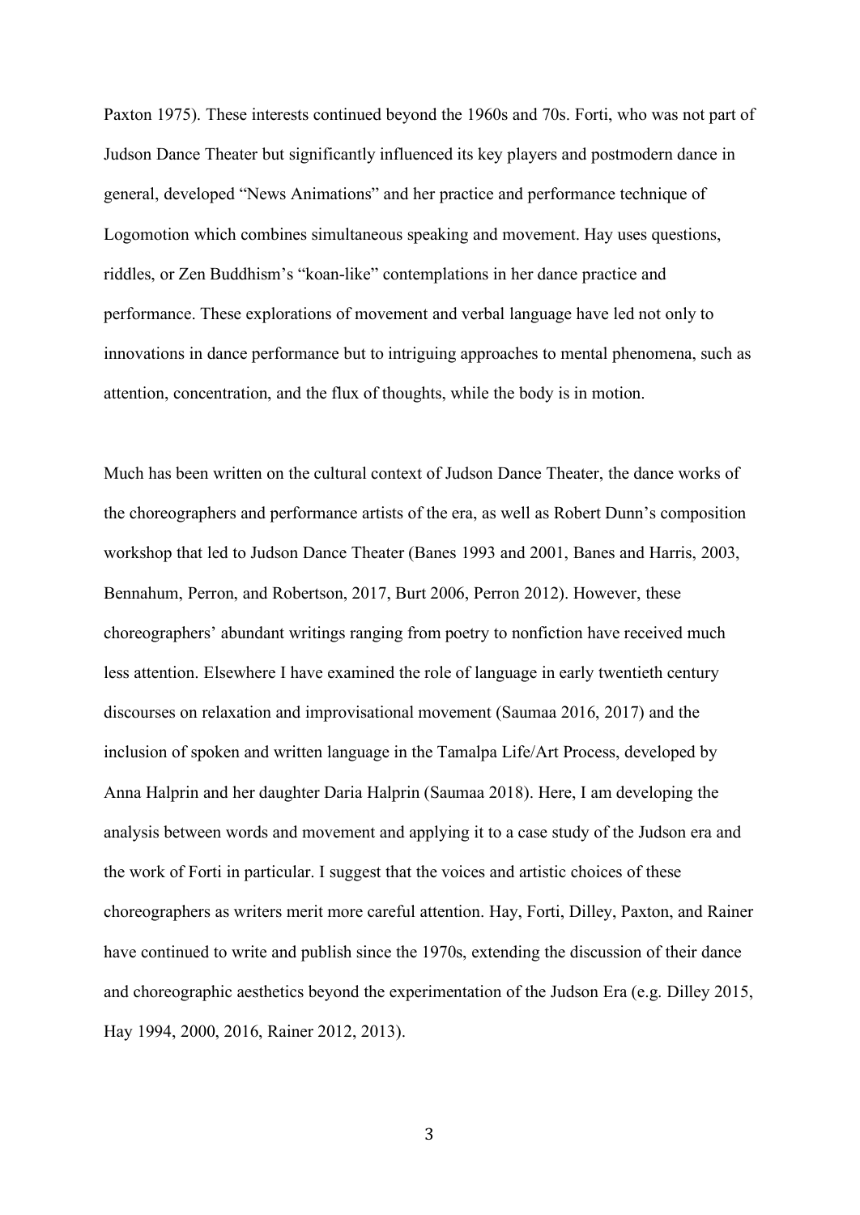Paxton 1975). These interests continued beyond the 1960s and 70s. Forti, who was not part of Judson Dance Theater but significantly influenced its key players and postmodern dance in general, developed "News Animations" and her practice and performance technique of Logomotion which combines simultaneous speaking and movement. Hay uses questions, riddles, or Zen Buddhism's "koan-like" contemplations in her dance practice and performance. These explorations of movement and verbal language have led not only to innovations in dance performance but to intriguing approaches to mental phenomena, such as attention, concentration, and the flux of thoughts, while the body is in motion.

Much has been written on the cultural context of Judson Dance Theater, the dance works of the choreographers and performance artists of the era, as well as Robert Dunn's composition workshop that led to Judson Dance Theater (Banes 1993 and 2001, Banes and Harris, 2003, Bennahum, Perron, and Robertson, 2017, Burt 2006, Perron 2012). However, these choreographers' abundant writings ranging from poetry to nonfiction have received much less attention. Elsewhere I have examined the role of language in early twentieth century discourses on relaxation and improvisational movement (Saumaa 2016, 2017) and the inclusion of spoken and written language in the Tamalpa Life/Art Process, developed by Anna Halprin and her daughter Daria Halprin (Saumaa 2018). Here, I am developing the analysis between words and movement and applying it to a case study of the Judson era and the work of Forti in particular. I suggest that the voices and artistic choices of these choreographers as writers merit more careful attention. Hay, Forti, Dilley, Paxton, and Rainer have continued to write and publish since the 1970s, extending the discussion of their dance and choreographic aesthetics beyond the experimentation of the Judson Era (e.g. Dilley 2015, Hay 1994, 2000, 2016, Rainer 2012, 2013).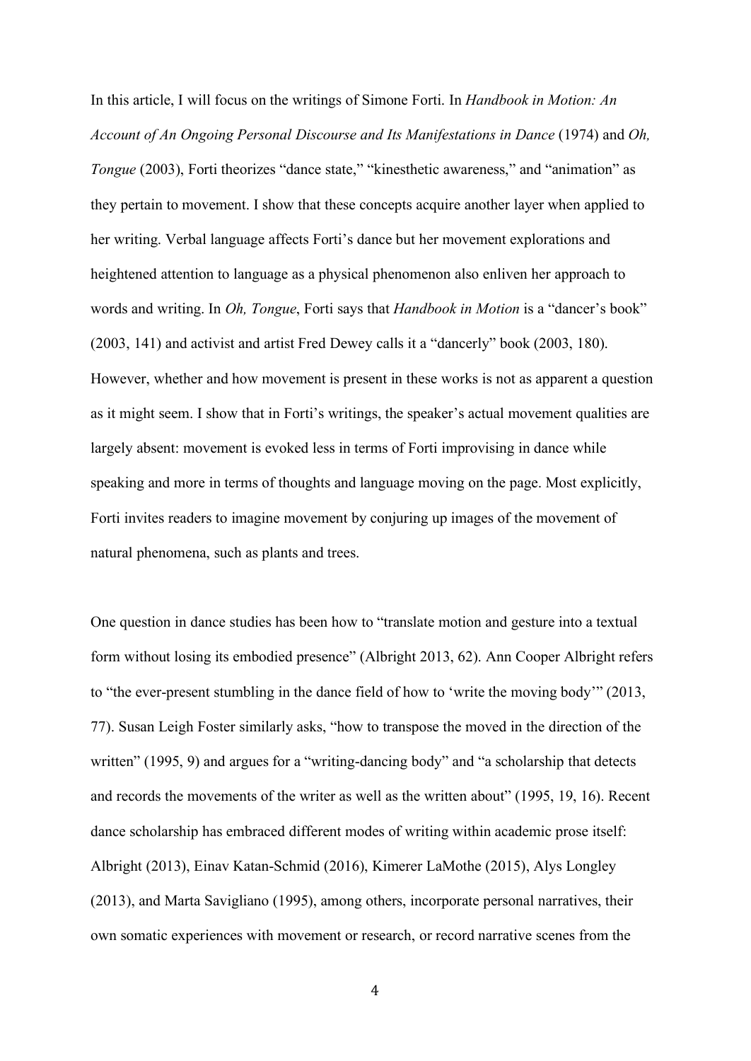In this article, I will focus on the writings of Simone Forti. In *Handbook in Motion: An Account of An Ongoing Personal Discourse and Its Manifestations in Dance* (1974) and *Oh, Tongue* (2003), Forti theorizes "dance state," "kinesthetic awareness," and "animation" as they pertain to movement. I show that these concepts acquire another layer when applied to her writing. Verbal language affects Forti's dance but her movement explorations and heightened attention to language as a physical phenomenon also enliven her approach to words and writing. In *Oh, Tongue*, Forti says that *Handbook in Motion* is a "dancer's book" (2003, 141) and activist and artist Fred Dewey calls it a "dancerly" book (2003, 180). However, whether and how movement is present in these works is not as apparent a question as it might seem. I show that in Forti's writings, the speaker's actual movement qualities are largely absent: movement is evoked less in terms of Forti improvising in dance while speaking and more in terms of thoughts and language moving on the page. Most explicitly, Forti invites readers to imagine movement by conjuring up images of the movement of natural phenomena, such as plants and trees.

One question in dance studies has been how to "translate motion and gesture into a textual form without losing its embodied presence" (Albright 2013, 62). Ann Cooper Albright refers to "the ever-present stumbling in the dance field of how to 'write the moving body'" (2013, 77). Susan Leigh Foster similarly asks, "how to transpose the moved in the direction of the written" (1995, 9) and argues for a "writing-dancing body" and "a scholarship that detects and records the movements of the writer as well as the written about" (1995, 19, 16). Recent dance scholarship has embraced different modes of writing within academic prose itself: Albright (2013), Einav Katan-Schmid (2016), Kimerer LaMothe (2015), Alys Longley (2013), and Marta Savigliano (1995), among others, incorporate personal narratives, their own somatic experiences with movement or research, or record narrative scenes from the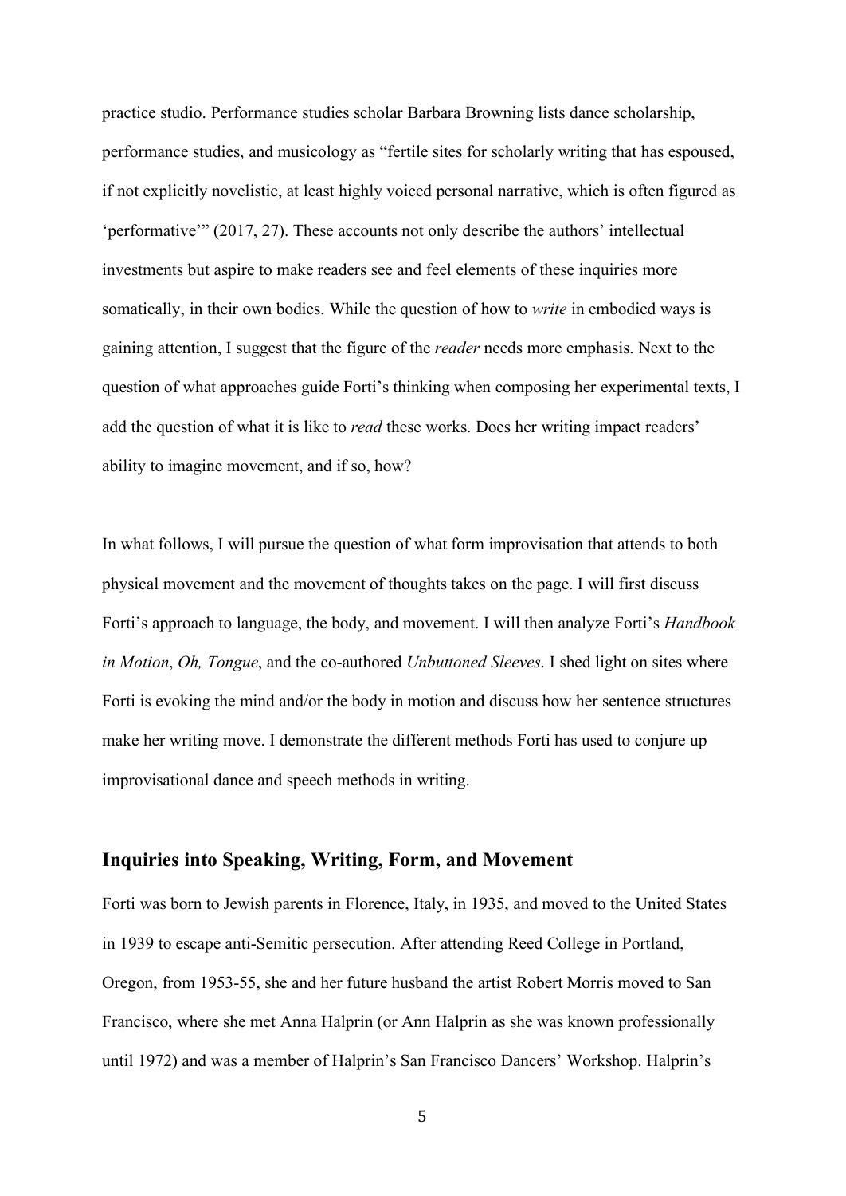practice studio. Performance studies scholar Barbara Browning lists dance scholarship, performance studies, and musicology as "fertile sites for scholarly writing that has espoused, if not explicitly novelistic, at least highly voiced personal narrative, which is often figured as 'performative'" (2017, 27). These accounts not only describe the authors' intellectual investments but aspire to make readers see and feel elements of these inquiries more somatically, in their own bodies. While the question of how to *write* in embodied ways is gaining attention, I suggest that the figure of the *reader* needs more emphasis. Next to the question of what approaches guide Forti's thinking when composing her experimental texts, I add the question of what it is like to *read* these works. Does her writing impact readers' ability to imagine movement, and if so, how?

In what follows, I will pursue the question of what form improvisation that attends to both physical movement and the movement of thoughts takes on the page. I will first discuss Forti's approach to language, the body, and movement. I will then analyze Forti's *Handbook in Motion*, *Oh, Tongue*, and the co-authored *Unbuttoned Sleeves*. I shed light on sites where Forti is evoking the mind and/or the body in motion and discuss how her sentence structures make her writing move. I demonstrate the different methods Forti has used to conjure up improvisational dance and speech methods in writing.

## Inquiries into Speaking, Writing, Form, and Movement

Forti was born to Jewish parents in Florence, Italy, in 1935, and moved to the United States in 1939 to escape anti-Semitic persecution. After attending Reed College in Portland, Oregon, from 1953-55, she and her future husband the artist Robert Morris moved to San Francisco, where she met Anna Halprin (or Ann Halprin as she was known professionally until 1972) and was a member of Halprin's San Francisco Dancers' Workshop. Halprin's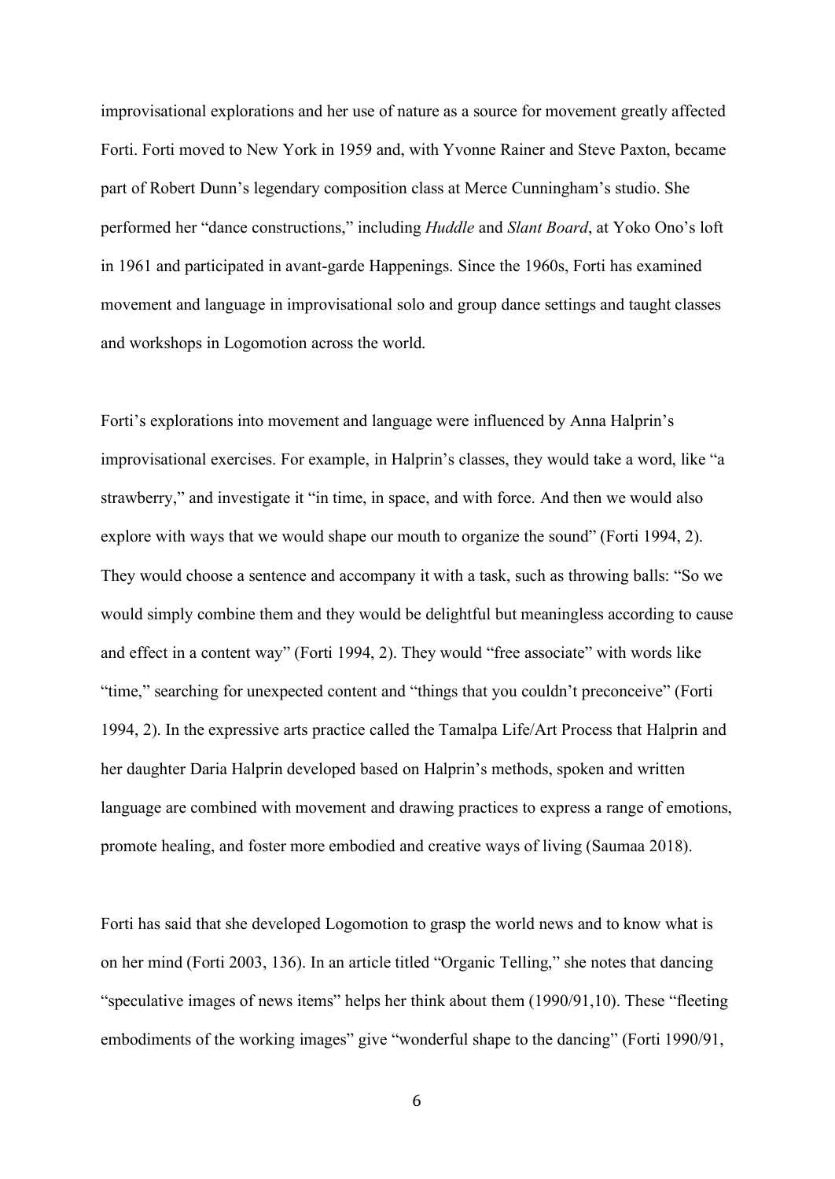improvisational explorations and her use of nature as a source for movement greatly affected Forti. Forti moved to New York in 1959 and, with Yvonne Rainer and Steve Paxton, became part of Robert Dunn's legendary composition class at Merce Cunningham's studio. She performed her "dance constructions," including *Huddle* and *Slant Board*, at Yoko Ono's loft in 1961 and participated in avant-garde Happenings. Since the 1960s, Forti has examined movement and language in improvisational solo and group dance settings and taught classes and workshops in Logomotion across the world.

Forti's explorations into movement and language were influenced by Anna Halprin's improvisational exercises. For example, in Halprin's classes, they would take a word, like "a strawberry," and investigate it "in time, in space, and with force. And then we would also explore with ways that we would shape our mouth to organize the sound" (Forti 1994, 2). They would choose a sentence and accompany it with a task, such as throwing balls: "So we would simply combine them and they would be delightful but meaningless according to cause and effect in a content way" (Forti 1994, 2). They would "free associate" with words like "time," searching for unexpected content and "things that you couldn't preconceive" (Forti 1994, 2). In the expressive arts practice called the Tamalpa Life/Art Process that Halprin and her daughter Daria Halprin developed based on Halprin's methods, spoken and written language are combined with movement and drawing practices to express a range of emotions, promote healing, and foster more embodied and creative ways of living (Saumaa 2018).

Forti has said that she developed Logomotion to grasp the world news and to know what is on her mind (Forti 2003, 136). In an article titled "Organic Telling," she notes that dancing "speculative images of news items" helps her think about them (1990/91,10). These "fleeting embodiments of the working images" give "wonderful shape to the dancing" (Forti 1990/91,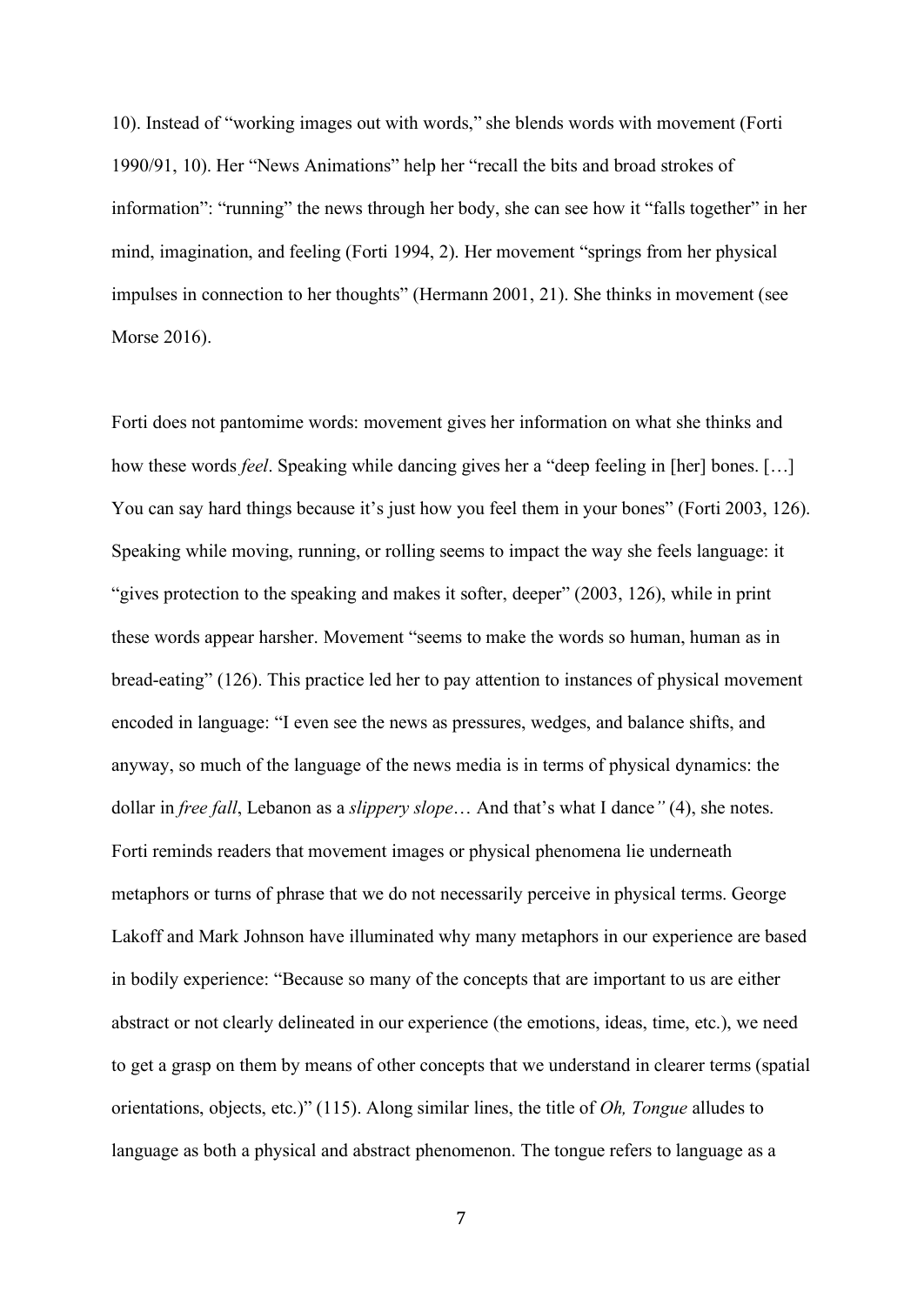10). Instead of "working images out with words," she blends words with movement (Forti 1990/91, 10). Her "News Animations" help her "recall the bits and broad strokes of information": "running" the news through her body, she can see how it "falls together" in her mind, imagination, and feeling (Forti 1994, 2). Her movement "springs from her physical impulses in connection to her thoughts" (Hermann 2001, 21). She thinks in movement (see Morse 2016).

Forti does not pantomime words: movement gives her information on what she thinks and how these words *feel*. Speaking while dancing gives her a "deep feeling in [her] bones. […] You can say hard things because it's just how you feel them in your bones" (Forti 2003, 126). Speaking while moving, running, or rolling seems to impact the way she feels language: it "gives protection to the speaking and makes it softer, deeper" (2003, 126), while in print these words appear harsher. Movement "seems to make the words so human, human as in bread-eating" (126). This practice led her to pay attention to instances of physical movement encoded in language: "I even see the news as pressures, wedges, and balance shifts, and anyway, so much of the language of the news media is in terms of physical dynamics: the dollar in *free fall*, Lebanon as a *slippery slope*… And that's what I dance*"* (4), she notes. Forti reminds readers that movement images or physical phenomena lie underneath metaphors or turns of phrase that we do not necessarily perceive in physical terms. George Lakoff and Mark Johnson have illuminated why many metaphors in our experience are based in bodily experience: "Because so many of the concepts that are important to us are either abstract or not clearly delineated in our experience (the emotions, ideas, time, etc.), we need to get a grasp on them by means of other concepts that we understand in clearer terms (spatial orientations, objects, etc.)" (115). Along similar lines, the title of *Oh, Tongue* alludes to language as both a physical and abstract phenomenon. The tongue refers to language as a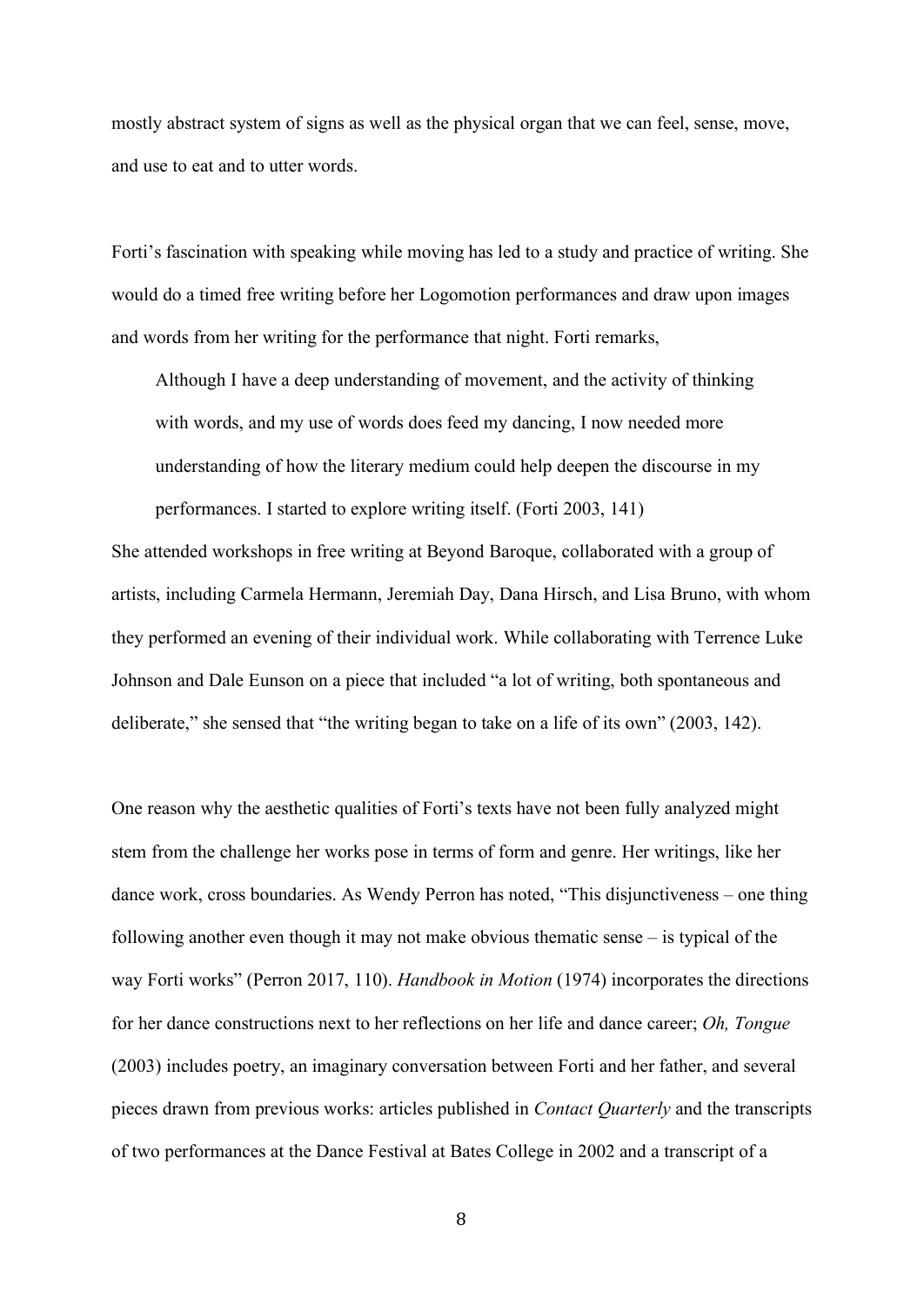mostly abstract system of signs as well as the physical organ that we can feel, sense, move, and use to eat and to utter words.

Forti's fascination with speaking while moving has led to a study and practice of writing. She would do a timed free writing before her Logomotion performances and draw upon images and words from her writing for the performance that night. Forti remarks,

> Although I have a deep understanding of movement, and the activity of thinking with words, and my use of words does feed my dancing, I now needed more understanding of how the literary medium could help deepen the discourse in my performances. I started to explore writing itself. (Forti 2003, 141)

She attended workshops in free writing at Beyond Baroque, collaborated with a group of artists, including Carmela Hermann, Jeremiah Day, Dana Hirsch, and Lisa Bruno, with whom they performed an evening of their individual work. While collaborating with Terrence Luke Johnson and Dale Eunson on a piece that included "a lot of writing, both spontaneous and deliberate," she sensed that "the writing began to take on a life of its own" (2003, 142).

One reason why the aesthetic qualities of Forti's texts have not been fully analyzed might stem from the challenge her works pose in terms of form and genre. Her writings, like her dance work, cross boundaries. As Wendy Perron has noted, "This disjunctiveness – one thing following another even though it may not make obvious thematic sense – is typical of the way Forti works" (Perron 2017, 110). *Handbook in Motion* (1974) incorporates the directions for her dance constructions next to her reflections on her life and dance career; *Oh, Tongue* (2003) includes poetry, an imaginary conversation between Forti and her father, and several pieces drawn from previous works: articles published in *Contact Quarterly* and the transcripts of two performances at the Dance Festival at Bates College in 2002 and a transcript of a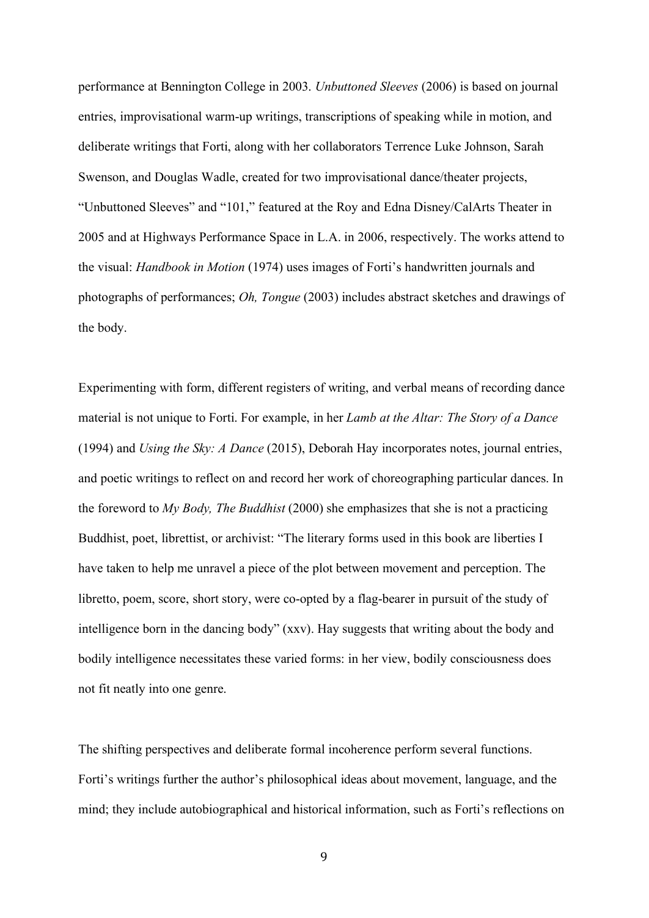performance at Bennington College in 2003. *Unbuttoned Sleeves* (2006) is based on journal entries, improvisational warm-up writings, transcriptions of speaking while in motion, and deliberate writings that Forti, along with her collaborators Terrence Luke Johnson, Sarah Swenson, and Douglas Wadle, created for two improvisational dance/theater projects, "Unbuttoned Sleeves" and "101," featured at the Roy and Edna Disney/CalArts Theater in 2005 and at Highways Performance Space in L.A. in 2006, respectively. The works attend to the visual: *Handbook in Motion* (1974) uses images of Forti's handwritten journals and photographs of performances; *Oh, Tongue* (2003) includes abstract sketches and drawings of the body.

Experimenting with form, different registers of writing, and verbal means of recording dance material is not unique to Forti. For example, in her *Lamb at the Altar: The Story of a Dance* (1994) and *Using the Sky: A Dance* (2015), Deborah Hay incorporates notes, journal entries, and poetic writings to reflect on and record her work of choreographing particular dances. In the foreword to *My Body, The Buddhist* (2000) she emphasizes that she is not a practicing Buddhist, poet, librettist, or archivist: "The literary forms used in this book are liberties I have taken to help me unravel a piece of the plot between movement and perception. The libretto, poem, score, short story, were co-opted by a flag-bearer in pursuit of the study of intelligence born in the dancing body" (xxv). Hay suggests that writing about the body and bodily intelligence necessitates these varied forms: in her view, bodily consciousness does not fit neatly into one genre.

The shifting perspectives and deliberate formal incoherence perform several functions. Forti's writings further the author's philosophical ideas about movement, language, and the mind; they include autobiographical and historical information, such as Forti's reflections on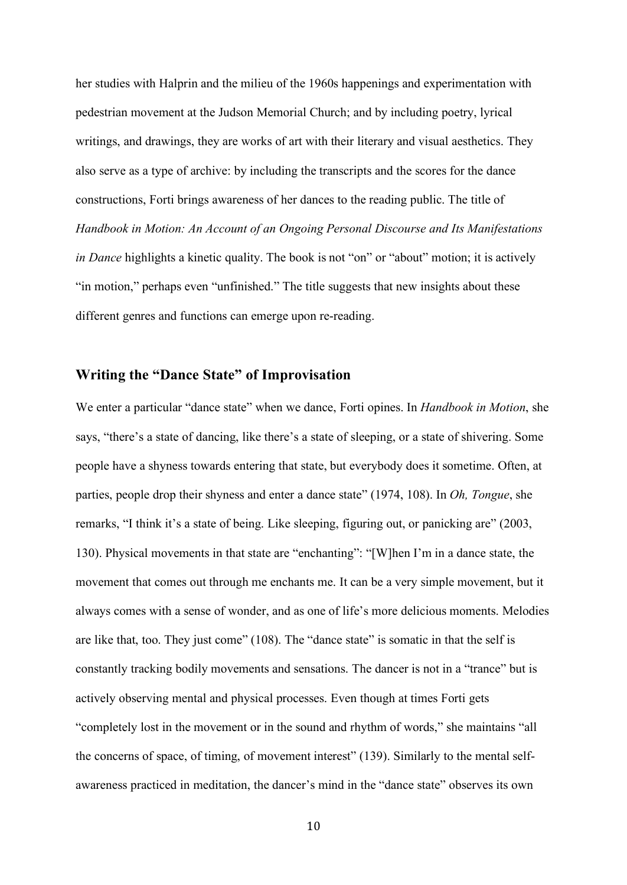her studies with Halprin and the milieu of the 1960s happenings and experimentation with pedestrian movement at the Judson Memorial Church; and by including poetry, lyrical writings, and drawings, they are works of art with their literary and visual aesthetics. They also serve as a type of archive: by including the transcripts and the scores for the dance constructions, Forti brings awareness of her dances to the reading public. The title of *Handbook in Motion: An Account of an Ongoing Personal Discourse and Its Manifestations in Dance* highlights a kinetic quality. The book is not "on" or "about" motion; it is actively "in motion," perhaps even "unfinished." The title suggests that new insights about these different genres and functions can emerge upon re-reading.

## Writing the "Dance State" of Improvisation

We enter a particular "dance state" when we dance, Forti opines. In *Handbook in Motion*, she says, "there's a state of dancing, like there's a state of sleeping, or a state of shivering. Some people have a shyness towards entering that state, but everybody does it sometime. Often, at parties, people drop their shyness and enter a dance state" (1974, 108). In *Oh, Tongue*, she remarks, "I think it's a state of being. Like sleeping, figuring out, or panicking are" (2003, 130). Physical movements in that state are "enchanting": "[W]hen I'm in a dance state, the movement that comes out through me enchants me. It can be a very simple movement, but it always comes with a sense of wonder, and as one of life's more delicious moments. Melodies are like that, too. They just come" (108). The "dance state" is somatic in that the self is constantly tracking bodily movements and sensations. The dancer is not in a "trance" but is actively observing mental and physical processes. Even though at times Forti gets "completely lost in the movement or in the sound and rhythm of words," she maintains "all the concerns of space, of timing, of movement interest" (139). Similarly to the mental self-awareness practiced in meditation, the dancer's mind in the "dance state" observes its own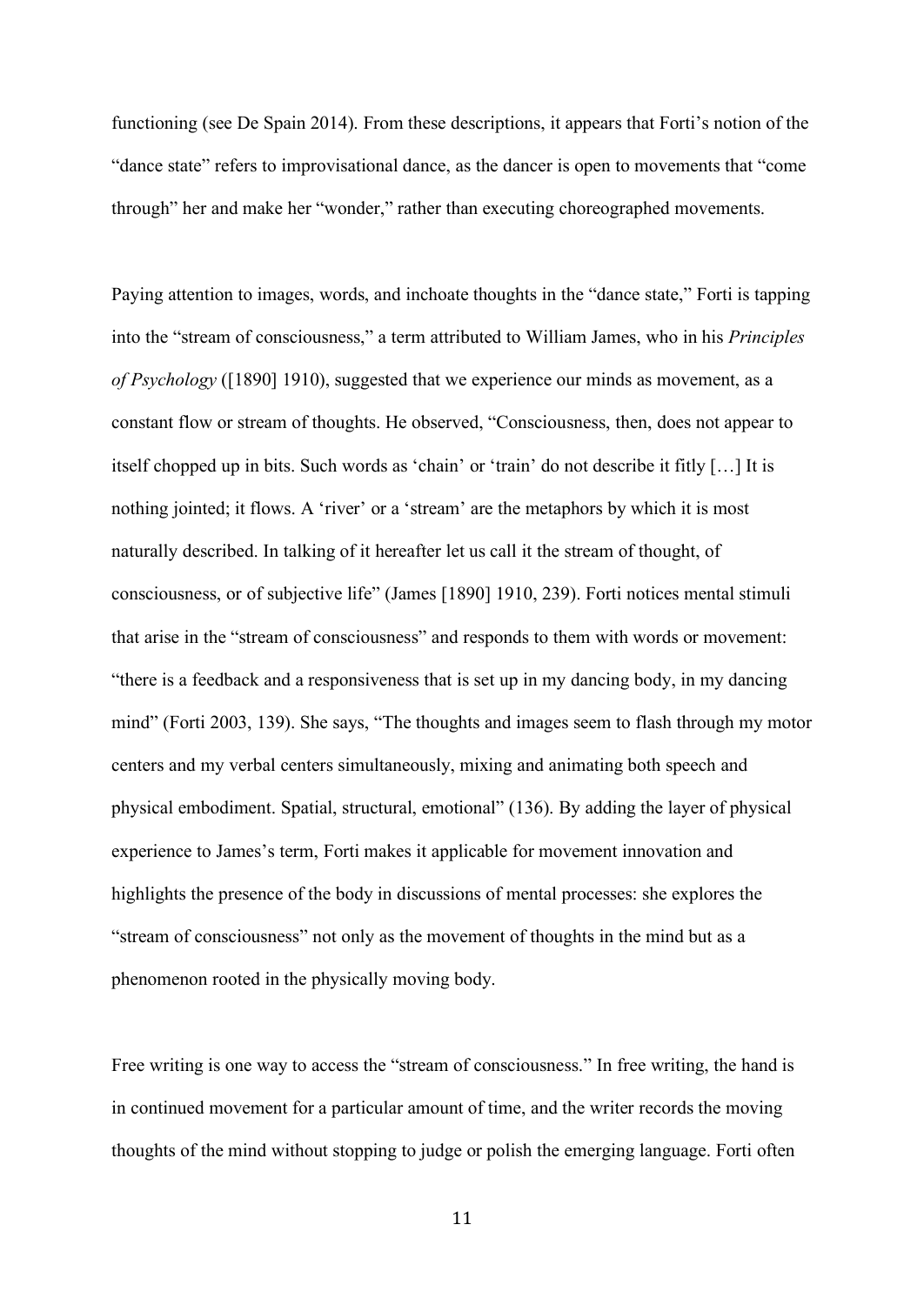functioning (see De Spain 2014). From these descriptions, it appears that Forti's notion of the "dance state" refers to improvisational dance, as the dancer is open to movements that "come through" her and make her "wonder," rather than executing choreographed movements.

Paying attention to images, words, and inchoate thoughts in the "dance state," Forti is tapping into the "stream of consciousness," a term attributed to William James, who in his *Principles of Psychology* ([1890] 1910), suggested that we experience our minds as movement, as a constant flow or stream of thoughts. He observed, "Consciousness, then, does not appear to itself chopped up in bits. Such words as 'chain' or 'train' do not describe it fitly […] It is nothing jointed; it flows. A 'river' or a 'stream' are the metaphors by which it is most naturally described. In talking of it hereafter let us call it the stream of thought, of consciousness, or of subjective life" (James [1890] 1910, 239). Forti notices mental stimuli that arise in the "stream of consciousness" and responds to them with words or movement: "there is a feedback and a responsiveness that is set up in my dancing body, in my dancing mind" (Forti 2003, 139). She says, "The thoughts and images seem to flash through my motor centers and my verbal centers simultaneously, mixing and animating both speech and physical embodiment. Spatial, structural, emotional" (136). By adding the layer of physical experience to James's term, Forti makes it applicable for movement innovation and highlights the presence of the body in discussions of mental processes: she explores the "stream of consciousness" not only as the movement of thoughts in the mind but as a phenomenon rooted in the physically moving body.

Free writing is one way to access the "stream of consciousness." In free writing, the hand is in continued movement for a particular amount of time, and the writer records the moving thoughts of the mind without stopping to judge or polish the emerging language. Forti often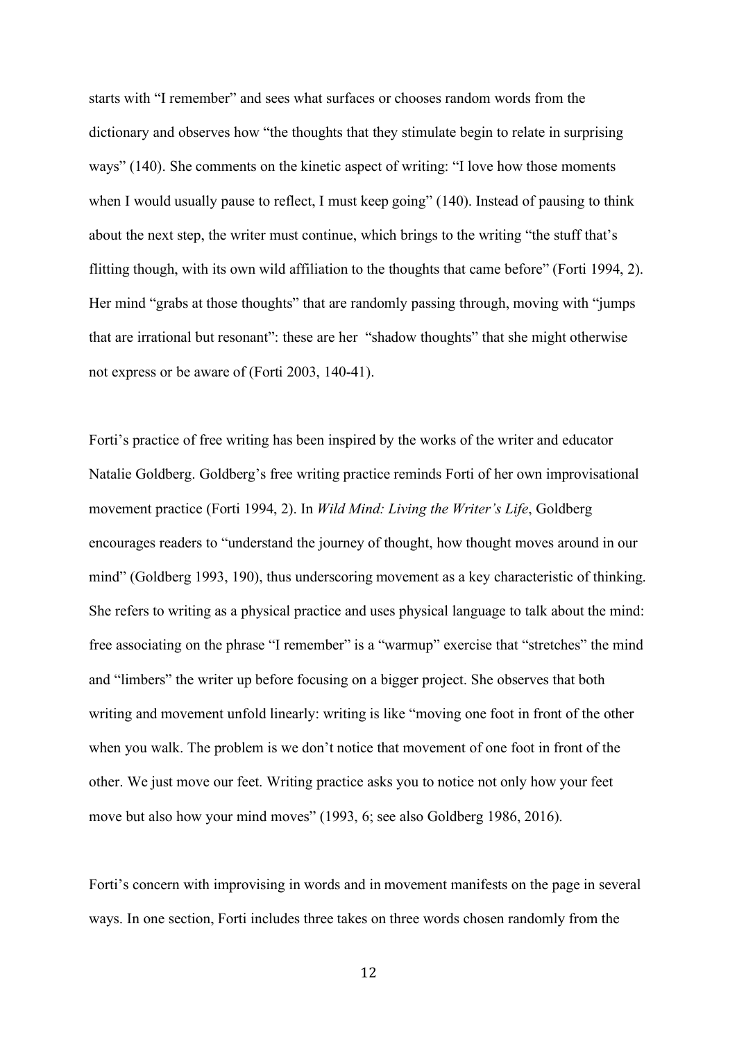starts with "I remember" and sees what surfaces or chooses random words from the dictionary and observes how "the thoughts that they stimulate begin to relate in surprising ways" (140). She comments on the kinetic aspect of writing: "I love how those moments when I would usually pause to reflect, I must keep going" (140). Instead of pausing to think about the next step, the writer must continue, which brings to the writing "the stuff that's flitting though, with its own wild affiliation to the thoughts that came before" (Forti 1994, 2). Her mind "grabs at those thoughts" that are randomly passing through, moving with "jumps that are irrational but resonant": these are her "shadow thoughts" that she might otherwise not express or be aware of (Forti 2003, 140-41).

Forti's practice of free writing has been inspired by the works of the writer and educator Natalie Goldberg. Goldberg's free writing practice reminds Forti of her own improvisational movement practice (Forti 1994, 2). In *Wild Mind: Living the Writer's Life*, Goldberg encourages readers to "understand the journey of thought, how thought moves around in our mind" (Goldberg 1993, 190), thus underscoring movement as a key characteristic of thinking. She refers to writing as a physical practice and uses physical language to talk about the mind: free associating on the phrase "I remember" is a "warmup" exercise that "stretches" the mind and "limbers" the writer up before focusing on a bigger project. She observes that both writing and movement unfold linearly: writing is like "moving one foot in front of the other when you walk. The problem is we don't notice that movement of one foot in front of the other. We just move our feet. Writing practice asks you to notice not only how your feet move but also how your mind moves" (1993, 6; see also Goldberg 1986, 2016).

Forti's concern with improvising in words and in movement manifests on the page in several ways. In one section, Forti includes three takes on three words chosen randomly from the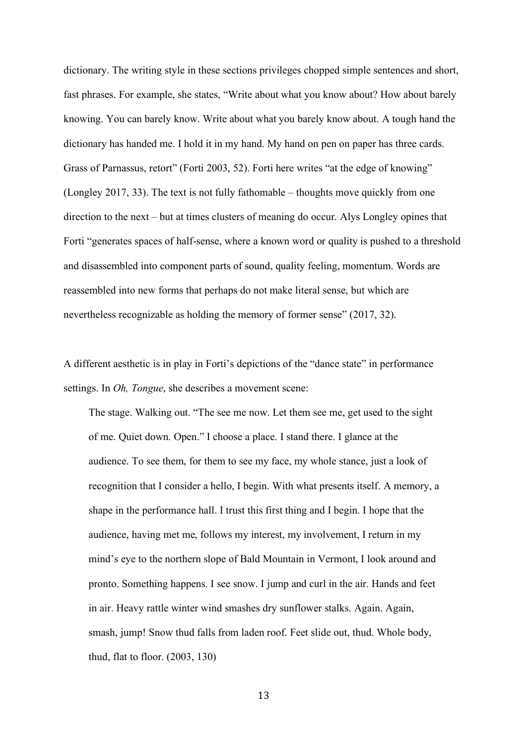dictionary. The writing style in these sections privileges chopped simple sentences and short, fast phrases. For example, she states, "Write about what you know about? How about barely knowing. You can barely know. Write about what you barely know about. A tough hand the dictionary has handed me. I hold it in my hand. My hand on pen on paper has three cards. Grass of Parnassus, retort" (Forti 2003, 52). Forti here writes "at the edge of knowing" (Longley 2017, 33). The text is not fully fathomable – thoughts move quickly from one direction to the next – but at times clusters of meaning do occur. Alys Longley opines that Forti "generates spaces of half-sense, where a known word or quality is pushed to a threshold and disassembled into component parts of sound, quality feeling, momentum. Words are reassembled into new forms that perhaps do not make literal sense, but which are nevertheless recognizable as holding the memory of former sense" (2017, 32).

A different aesthetic is in play in Forti's depictions of the "dance state" in performance settings. In *Oh, Tongue*, she describes a movement scene:

> The stage. Walking out. "The see me now. Let them see me, get used to the sight of me. Quiet down. Open." I choose a place. I stand there. I glance at the audience. To see them, for them to see my face, my whole stance, just a look of recognition that I consider a hello, I begin. With what presents itself. A memory, a shape in the performance hall. I trust this first thing and I begin. I hope that the audience, having met me, follows my interest, my involvement, I return in my mind's eye to the northern slope of Bald Mountain in Vermont, I look around and pronto. Something happens. I see snow. I jump and curl in the air. Hands and feet in air. Heavy rattle winter wind smashes dry sunflower stalks. Again. Again, smash, jump! Snow thud falls from laden roof. Feet slide out, thud. Whole body, thud, flat to floor. (2003, 130)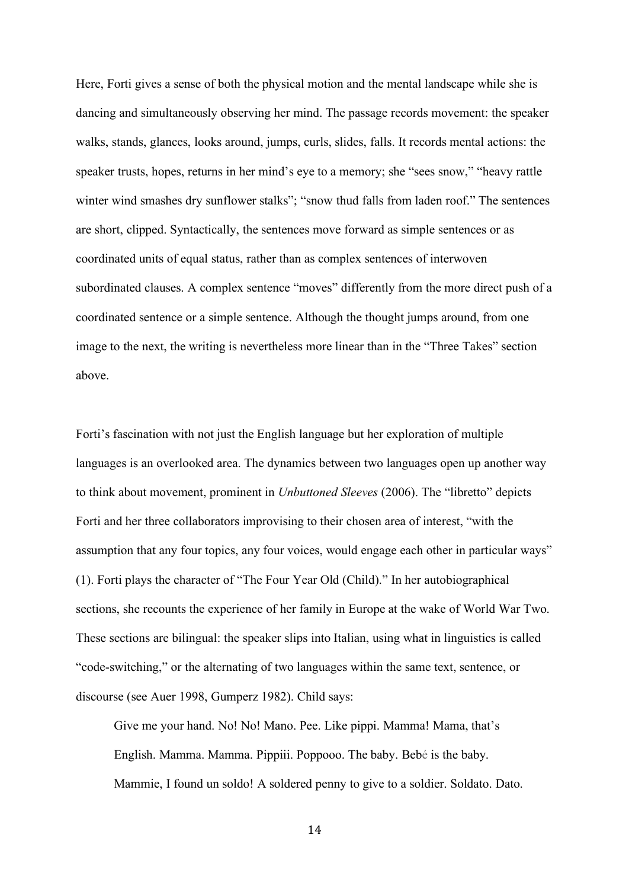Here, Forti gives a sense of both the physical motion and the mental landscape while she is dancing and simultaneously observing her mind. The passage records movement: the speaker walks, stands, glances, looks around, jumps, curls, slides, falls. It records mental actions: the speaker trusts, hopes, returns in her mind's eye to a memory; she "sees snow," "heavy rattle winter wind smashes dry sunflower stalks"; "snow thud falls from laden roof." The sentences are short, clipped. Syntactically, the sentences move forward as simple sentences or as coordinated units of equal status, rather than as complex sentences of interwoven subordinated clauses. A complex sentence "moves" differently from the more direct push of a coordinated sentence or a simple sentence. Although the thought jumps around, from one image to the next, the writing is nevertheless more linear than in the "Three Takes" section above.

Forti's fascination with not just the English language but her exploration of multiple languages is an overlooked area. The dynamics between two languages open up another way to think about movement, prominent in *Unbuttoned Sleeves* (2006). The "libretto" depicts Forti and her three collaborators improvising to their chosen area of interest, "with the assumption that any four topics, any four voices, would engage each other in particular ways" (1). Forti plays the character of "The Four Year Old (Child)." In her autobiographical sections, she recounts the experience of her family in Europe at the wake of World War Two. These sections are bilingual: the speaker slips into Italian, using what in linguistics is called "code-switching," or the alternating of two languages within the same text, sentence, or discourse (see Auer 1998, Gumperz 1982). Child says:

> Give me your hand. No! No! Mano. Pee. Like pippi. Mamma! Mama, that's English. Mamma. Mamma. Pippiii. Poppooo. The baby. Bebé is the baby. Mammie, I found un soldo! A soldered penny to give to a soldier. Soldato. Dato.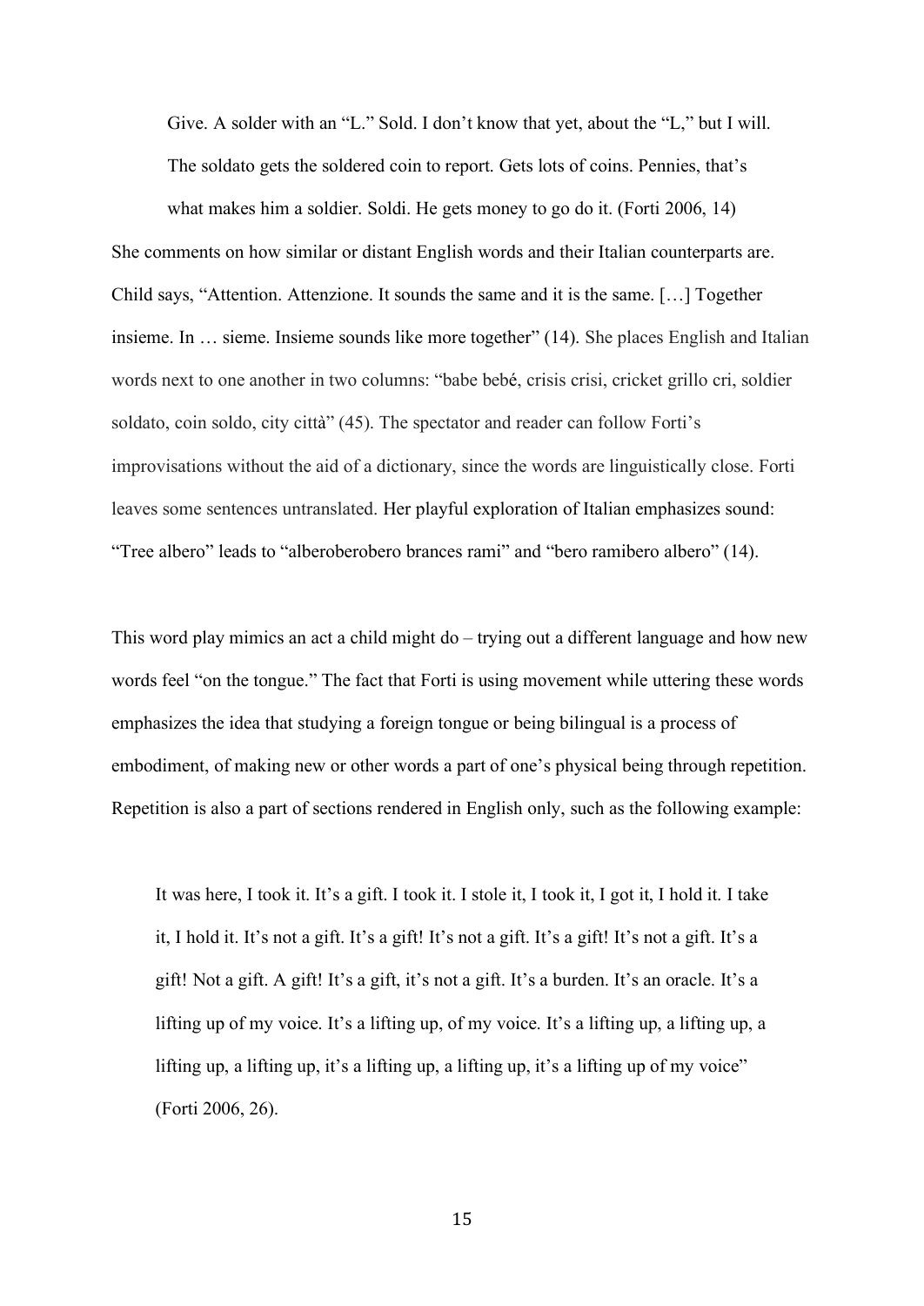> Give. A solder with an "L." Sold. I don't know that yet, about the "L," but I will. The soldato gets the soldered coin to report. Gets lots of coins. Pennies, that's what makes him a soldier. Soldi. He gets money to go do it. (Forti 2006, 14)

She comments on how similar or distant English words and their Italian counterparts are. Child says, "Attention. Attenzione. It sounds the same and it is the same. […] Together insieme. In … sieme. Insieme sounds like more together" (14). She places English and Italian words next to one another in two columns: "babe bebé, crisis crisi, cricket grillo cri, soldier soldato, coin soldo, city città" (45). The spectator and reader can follow Forti's improvisations without the aid of a dictionary, since the words are linguistically close. Forti leaves some sentences untranslated. Her playful exploration of Italian emphasizes sound: "Tree albero" leads to "alberoberobero brances rami" and "bero ramibero albero" (14).

This word play mimics an act a child might do – trying out a different language and how new words feel "on the tongue." The fact that Forti is using movement while uttering these words emphasizes the idea that studying a foreign tongue or being bilingual is a process of embodiment, of making new or other words a part of one's physical being through repetition. Repetition is also a part of sections rendered in English only, such as the following example:

> It was here, I took it. It's a gift. I took it. I stole it, I took it, I got it, I hold it. I take it, I hold it. It's not a gift. It's a gift! It's not a gift. It's a gift! It's not a gift. It's a gift! Not a gift. A gift! It's a gift, it's not a gift. It's a burden. It's an oracle. It's a lifting up of my voice. It's a lifting up, of my voice. It's a lifting up, a lifting up, a lifting up, a lifting up, it's a lifting up, a lifting up, it's a lifting up of my voice" (Forti 2006, 26).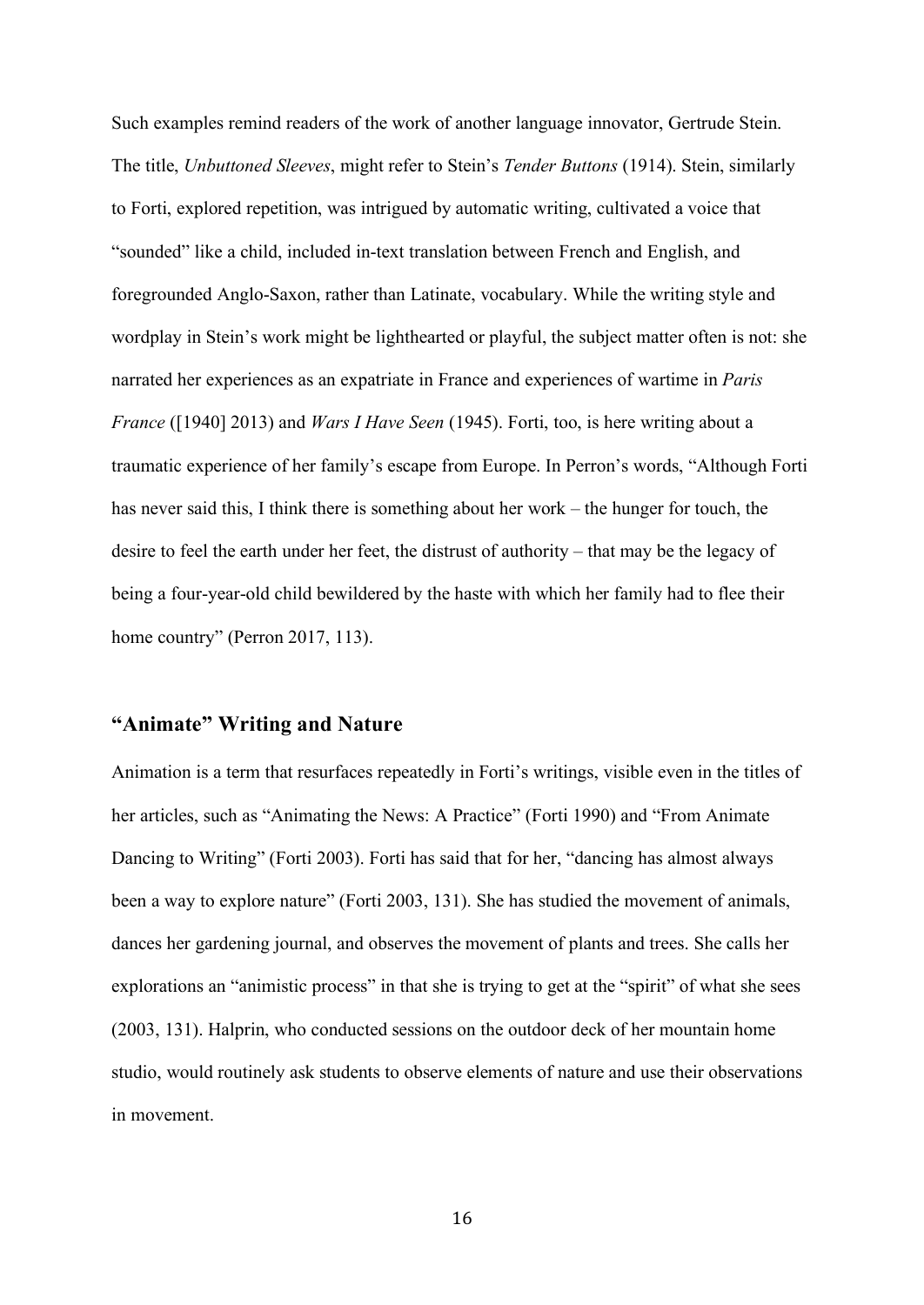Such examples remind readers of the work of another language innovator, Gertrude Stein. The title, *Unbuttoned Sleeves*, might refer to Stein's *Tender Buttons* (1914). Stein, similarly to Forti, explored repetition, was intrigued by automatic writing, cultivated a voice that "sounded" like a child, included in-text translation between French and English, and foregrounded Anglo-Saxon, rather than Latinate, vocabulary. While the writing style and wordplay in Stein's work might be lighthearted or playful, the subject matter often is not: she narrated her experiences as an expatriate in France and experiences of wartime in *Paris France* ([1940] 2013) and *Wars I Have Seen* (1945). Forti, too, is here writing about a traumatic experience of her family's escape from Europe. In Perron's words, "Although Forti has never said this, I think there is something about her work – the hunger for touch, the desire to feel the earth under her feet, the distrust of authority – that may be the legacy of being a four-year-old child bewildered by the haste with which her family had to flee their home country" (Perron 2017, 113).

## "Animate" Writing and Nature

Animation is a term that resurfaces repeatedly in Forti's writings, visible even in the titles of her articles, such as "Animating the News: A Practice" (Forti 1990) and "From Animate Dancing to Writing" (Forti 2003). Forti has said that for her, "dancing has almost always been a way to explore nature" (Forti 2003, 131). She has studied the movement of animals, dances her gardening journal, and observes the movement of plants and trees. She calls her explorations an "animistic process" in that she is trying to get at the "spirit" of what she sees (2003, 131). Halprin, who conducted sessions on the outdoor deck of her mountain home studio, would routinely ask students to observe elements of nature and use their observations in movement.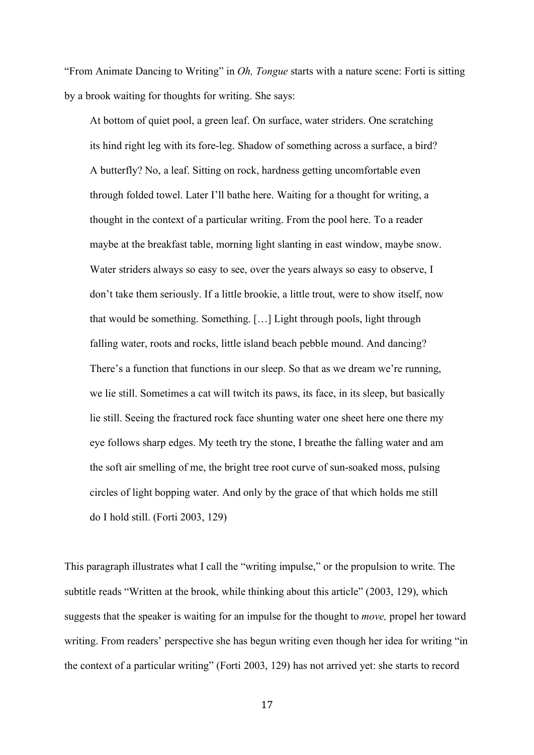"From Animate Dancing to Writing" in *Oh, Tongue* starts with a nature scene: Forti is sitting by a brook waiting for thoughts for writing. She says:

> At bottom of quiet pool, a green leaf. On surface, water striders. One scratching its hind right leg with its fore-leg. Shadow of something across a surface, a bird? A butterfly? No, a leaf. Sitting on rock, hardness getting uncomfortable even through folded towel. Later I'll bathe here. Waiting for a thought for writing, a thought in the context of a particular writing. From the pool here. To a reader maybe at the breakfast table, morning light slanting in east window, maybe snow. Water striders always so easy to see, over the years always so easy to observe, I don't take them seriously. If a little brookie, a little trout, were to show itself, now that would be something. Something. […] Light through pools, light through falling water, roots and rocks, little island beach pebble mound. And dancing? There's a function that functions in our sleep. So that as we dream we're running, we lie still. Sometimes a cat will twitch its paws, its face, in its sleep, but basically lie still. Seeing the fractured rock face shunting water one sheet here one there my eye follows sharp edges. My teeth try the stone, I breathe the falling water and am the soft air smelling of me, the bright tree root curve of sun-soaked moss, pulsing circles of light bopping water. And only by the grace of that which holds me still do I hold still. (Forti 2003, 129)

This paragraph illustrates what I call the "writing impulse," or the propulsion to write. The subtitle reads "Written at the brook, while thinking about this article" (2003, 129), which suggests that the speaker is waiting for an impulse for the thought to *move,* propel her toward writing. From readers' perspective she has begun writing even though her idea for writing "in the context of a particular writing" (Forti 2003, 129) has not arrived yet: she starts to record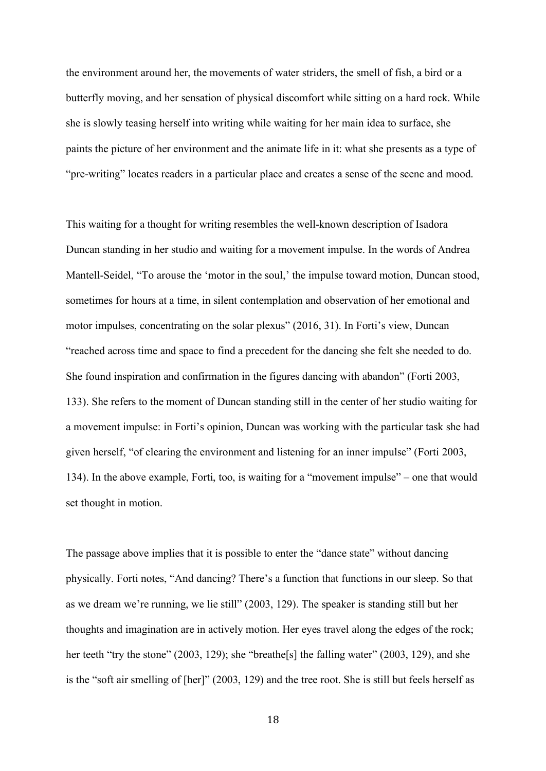the environment around her, the movements of water striders, the smell of fish, a bird or a butterfly moving, and her sensation of physical discomfort while sitting on a hard rock. While she is slowly teasing herself into writing while waiting for her main idea to surface, she paints the picture of her environment and the animate life in it: what she presents as a type of "pre-writing" locates readers in a particular place and creates a sense of the scene and mood.

This waiting for a thought for writing resembles the well-known description of Isadora Duncan standing in her studio and waiting for a movement impulse. In the words of Andrea Mantell-Seidel, "To arouse the 'motor in the soul,' the impulse toward motion, Duncan stood, sometimes for hours at a time, in silent contemplation and observation of her emotional and motor impulses, concentrating on the solar plexus" (2016, 31). In Forti's view, Duncan "reached across time and space to find a precedent for the dancing she felt she needed to do. She found inspiration and confirmation in the figures dancing with abandon" (Forti 2003, 133). She refers to the moment of Duncan standing still in the center of her studio waiting for a movement impulse: in Forti's opinion, Duncan was working with the particular task she had given herself, "of clearing the environment and listening for an inner impulse" (Forti 2003, 134). In the above example, Forti, too, is waiting for a "movement impulse" – one that would set thought in motion.

The passage above implies that it is possible to enter the "dance state" without dancing physically. Forti notes, "And dancing? There's a function that functions in our sleep. So that as we dream we're running, we lie still" (2003, 129). The speaker is standing still but her thoughts and imagination are in actively motion. Her eyes travel along the edges of the rock; her teeth "try the stone" (2003, 129); she "breathe[s] the falling water" (2003, 129), and she is the "soft air smelling of [her]" (2003, 129) and the tree root. She is still but feels herself as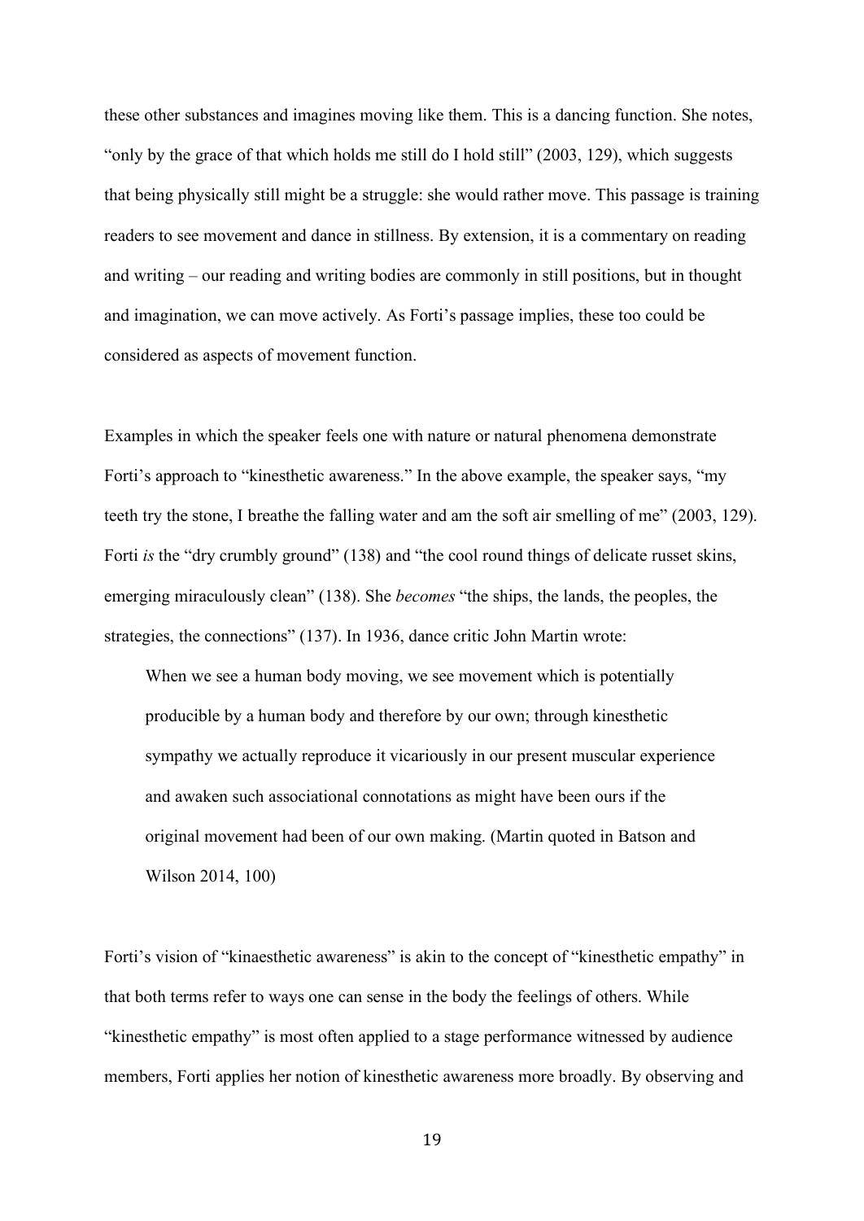these other substances and imagines moving like them. This is a dancing function. She notes, "only by the grace of that which holds me still do I hold still" (2003, 129), which suggests that being physically still might be a struggle: she would rather move. This passage is training readers to see movement and dance in stillness. By extension, it is a commentary on reading and writing – our reading and writing bodies are commonly in still positions, but in thought and imagination, we can move actively. As Forti's passage implies, these too could be considered as aspects of movement function.

Examples in which the speaker feels one with nature or natural phenomena demonstrate Forti's approach to "kinesthetic awareness." In the above example, the speaker says, "my teeth try the stone, I breathe the falling water and am the soft air smelling of me" (2003, 129). Forti *is* the "dry crumbly ground" (138) and "the cool round things of delicate russet skins, emerging miraculously clean" (138). She *becomes* "the ships, the lands, the peoples, the strategies, the connections" (137). In 1936, dance critic John Martin wrote:

> When we see a human body moving, we see movement which is potentially producible by a human body and therefore by our own; through kinesthetic sympathy we actually reproduce it vicariously in our present muscular experience and awaken such associational connotations as might have been ours if the original movement had been of our own making. (Martin quoted in Batson and Wilson 2014, 100)

Forti's vision of "kinaesthetic awareness" is akin to the concept of "kinesthetic empathy" in that both terms refer to ways one can sense in the body the feelings of others. While "kinesthetic empathy" is most often applied to a stage performance witnessed by audience members, Forti applies her notion of kinesthetic awareness more broadly. By observing and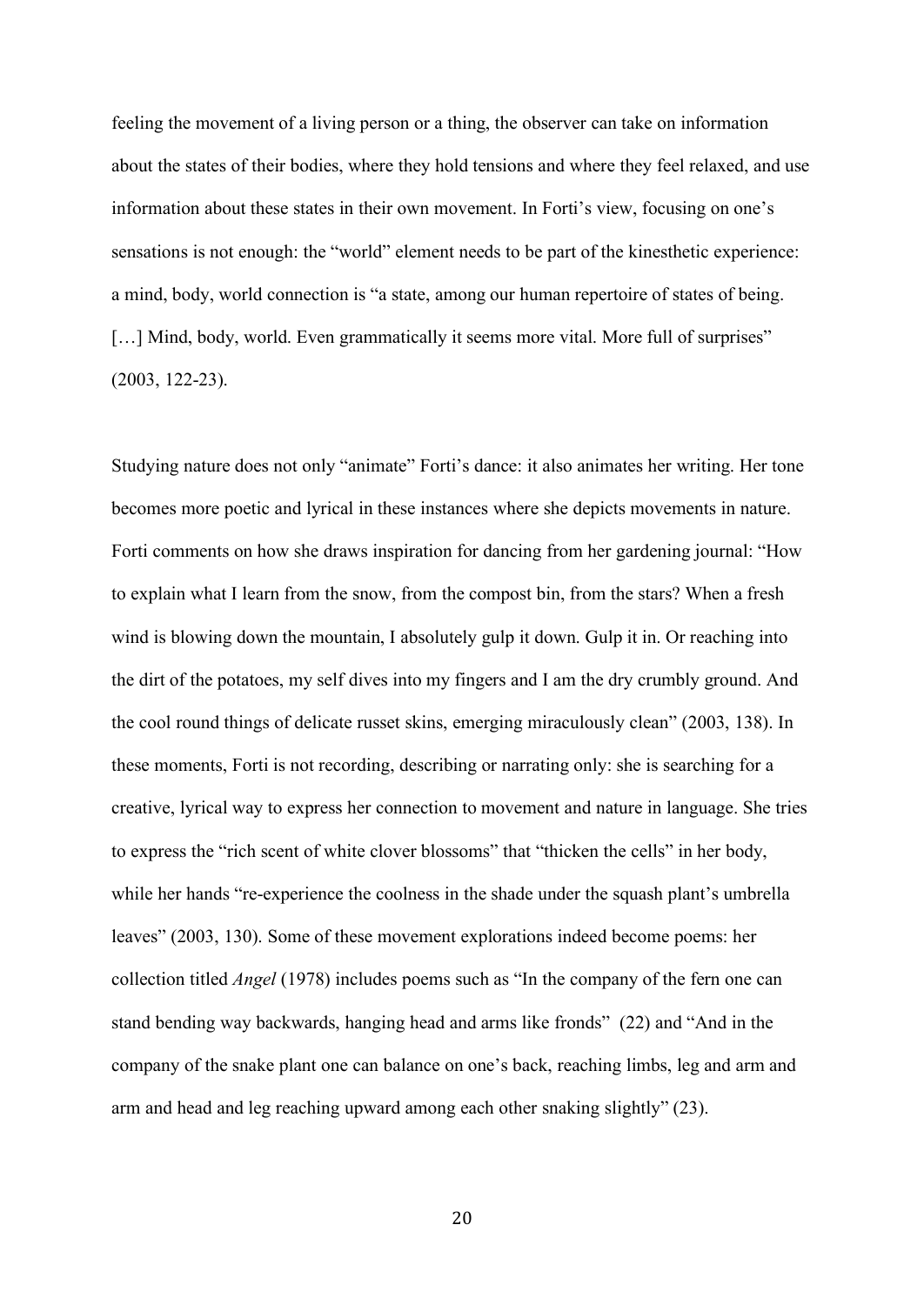feeling the movement of a living person or a thing, the observer can take on information about the states of their bodies, where they hold tensions and where they feel relaxed, and use information about these states in their own movement. In Forti's view, focusing on one's sensations is not enough: the "world" element needs to be part of the kinesthetic experience: a mind, body, world connection is "a state, among our human repertoire of states of being. [...] Mind, body, world. Even grammatically it seems more vital. More full of surprises" (2003, 122-23).

Studying nature does not only "animate" Forti's dance: it also animates her writing. Her tone becomes more poetic and lyrical in these instances where she depicts movements in nature. Forti comments on how she draws inspiration for dancing from her gardening journal: "How to explain what I learn from the snow, from the compost bin, from the stars? When a fresh wind is blowing down the mountain, I absolutely gulp it down. Gulp it in. Or reaching into the dirt of the potatoes, my self dives into my fingers and I am the dry crumbly ground. And the cool round things of delicate russet skins, emerging miraculously clean" (2003, 138). In these moments, Forti is not recording, describing or narrating only: she is searching for a creative, lyrical way to express her connection to movement and nature in language. She tries to express the "rich scent of white clover blossoms" that "thicken the cells" in her body, while her hands "re-experience the coolness in the shade under the squash plant's umbrella leaves" (2003, 130). Some of these movement explorations indeed become poems: her collection titled *Angel* (1978) includes poems such as "In the company of the fern one can stand bending way backwards, hanging head and arms like fronds" (22) and "And in the company of the snake plant one can balance on one's back, reaching limbs, leg and arm and arm and head and leg reaching upward among each other snaking slightly" (23).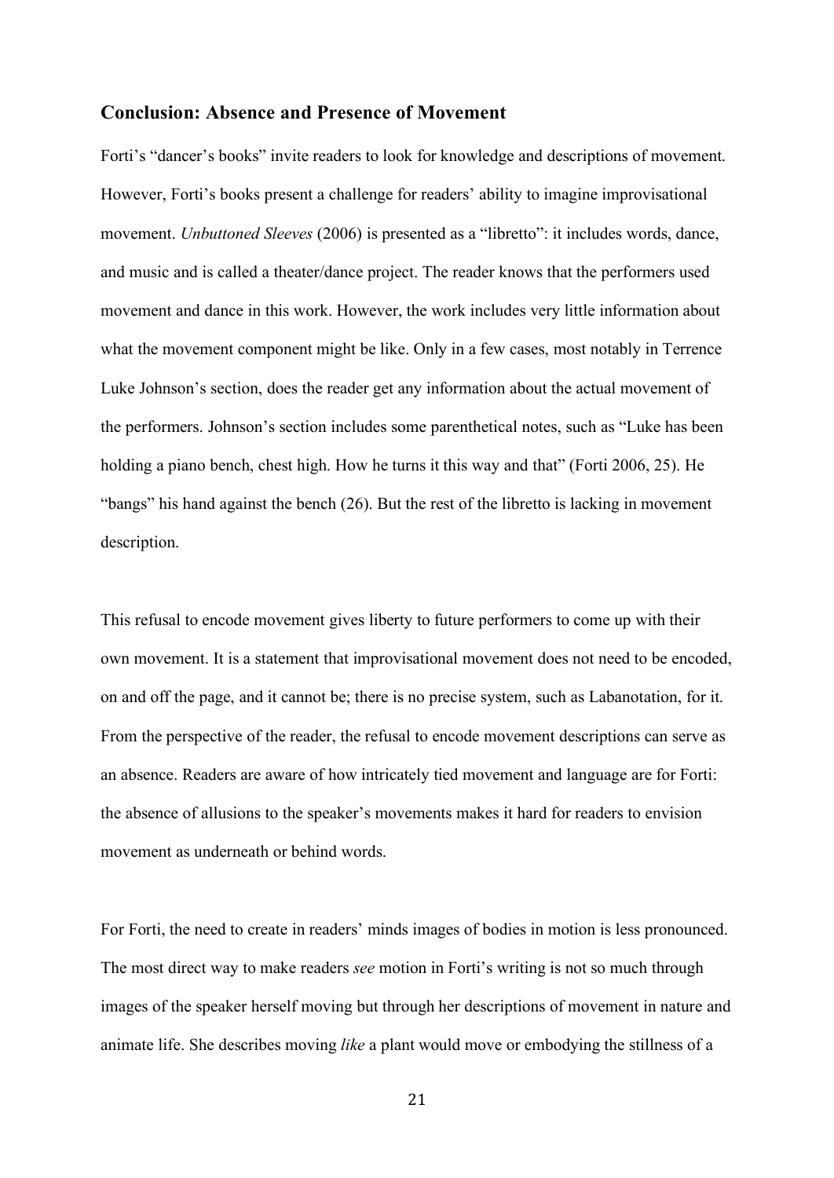## Conclusion: Absence and Presence of Movement

Forti's "dancer's books" invite readers to look for knowledge and descriptions of movement. However, Forti's books present a challenge for readers' ability to imagine improvisational movement. *Unbuttoned Sleeves* (2006) is presented as a "libretto": it includes words, dance, and music and is called a theater/dance project. The reader knows that the performers used movement and dance in this work. However, the work includes very little information about what the movement component might be like. Only in a few cases, most notably in Terrence Luke Johnson's section, does the reader get any information about the actual movement of the performers. Johnson's section includes some parenthetical notes, such as "Luke has been holding a piano bench, chest high. How he turns it this way and that" (Forti 2006, 25). He "bangs" his hand against the bench (26). But the rest of the libretto is lacking in movement description.

This refusal to encode movement gives liberty to future performers to come up with their own movement. It is a statement that improvisational movement does not need to be encoded, on and off the page, and it cannot be; there is no precise system, such as Labanotation, for it. From the perspective of the reader, the refusal to encode movement descriptions can serve as an absence. Readers are aware of how intricately tied movement and language are for Forti: the absence of allusions to the speaker's movements makes it hard for readers to envision movement as underneath or behind words.

For Forti, the need to create in readers' minds images of bodies in motion is less pronounced. The most direct way to make readers *see* motion in Forti's writing is not so much through images of the speaker herself moving but through her descriptions of movement in nature and animate life. She describes moving *like* a plant would move or embodying the stillness of a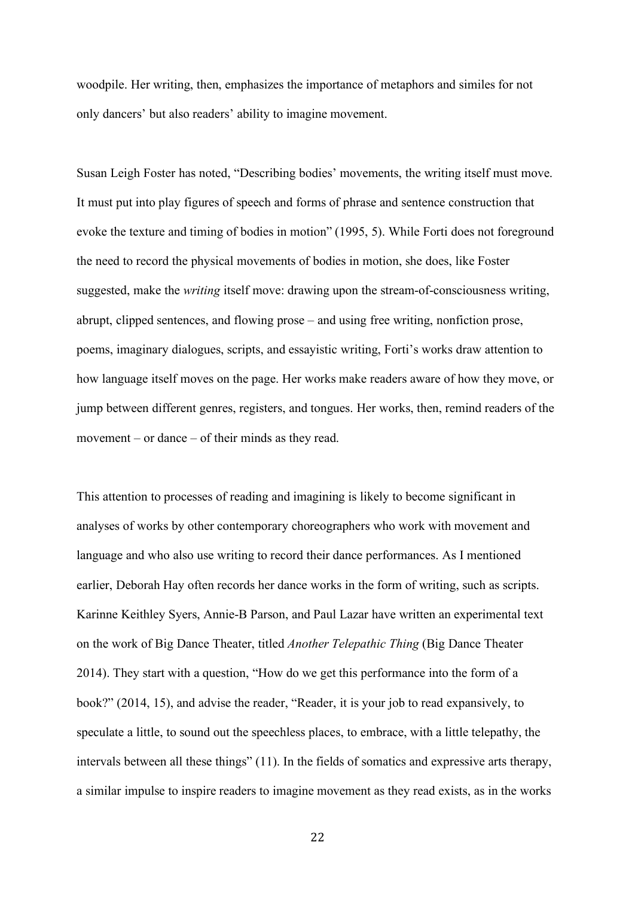woodpile. Her writing, then, emphasizes the importance of metaphors and similes for not only dancers' but also readers' ability to imagine movement.

Susan Leigh Foster has noted, "Describing bodies' movements, the writing itself must move. It must put into play figures of speech and forms of phrase and sentence construction that evoke the texture and timing of bodies in motion" (1995, 5). While Forti does not foreground the need to record the physical movements of bodies in motion, she does, like Foster suggested, make the *writing* itself move: drawing upon the stream-of-consciousness writing, abrupt, clipped sentences, and flowing prose – and using free writing, nonfiction prose, poems, imaginary dialogues, scripts, and essayistic writing, Forti's works draw attention to how language itself moves on the page. Her works make readers aware of how they move, or jump between different genres, registers, and tongues. Her works, then, remind readers of the movement – or dance – of their minds as they read.

This attention to processes of reading and imagining is likely to become significant in analyses of works by other contemporary choreographers who work with movement and language and who also use writing to record their dance performances. As I mentioned earlier, Deborah Hay often records her dance works in the form of writing, such as scripts. Karinne Keithley Syers, Annie-B Parson, and Paul Lazar have written an experimental text on the work of Big Dance Theater, titled *Another Telepathic Thing* (Big Dance Theater 2014). They start with a question, "How do we get this performance into the form of a book?" (2014, 15), and advise the reader, "Reader, it is your job to read expansively, to speculate a little, to sound out the speechless places, to embrace, with a little telepathy, the intervals between all these things" (11). In the fields of somatics and expressive arts therapy, a similar impulse to inspire readers to imagine movement as they read exists, as in the works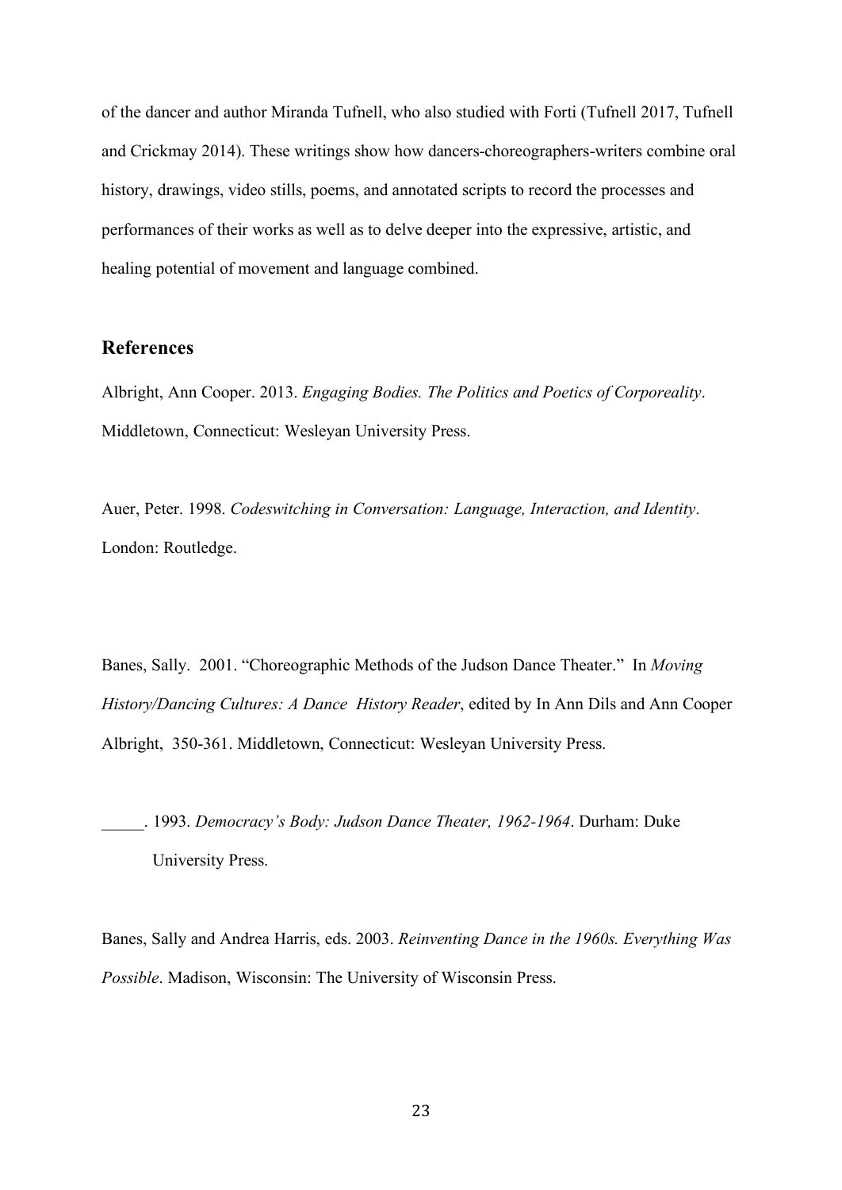of the dancer and author Miranda Tufnell, who also studied with Forti (Tufnell 2017, Tufnell and Crickmay 2014). These writings show how dancers-choreographers-writers combine oral history, drawings, video stills, poems, and annotated scripts to record the processes and performances of their works as well as to delve deeper into the expressive, artistic, and healing potential of movement and language combined.

## References

Albright, Ann Cooper. 2013. *Engaging Bodies. The Politics and Poetics of Corporeality*. Middletown, Connecticut: Wesleyan University Press.

Auer, Peter. 1998. *Codeswitching in Conversation: Language, Interaction, and Identity*. London: Routledge.

Banes, Sally. 2001. "Choreographic Methods of the Judson Dance Theater." In *Moving History/Dancing Cultures: A Dance History Reader*, edited by In Ann Dils and Ann Cooper Albright, 350-361. Middletown, Connecticut: Wesleyan University Press.

_____. 1993. *Democracy's Body: Judson Dance Theater, 1962-1964*. Durham: Duke University Press.

Banes, Sally and Andrea Harris, eds. 2003. *Reinventing Dance in the 1960s. Everything Was Possible*. Madison, Wisconsin: The University of Wisconsin Press.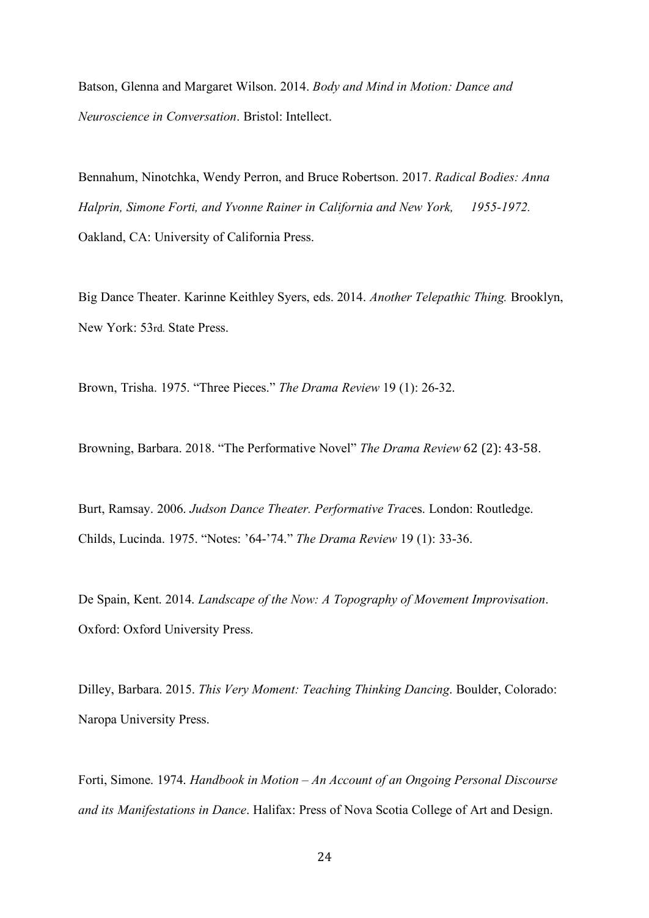Batson, Glenna and Margaret Wilson. 2014. *Body and Mind in Motion: Dance and Neuroscience in Conversation*. Bristol: Intellect.

Bennahum, Ninotchka, Wendy Perron, and Bruce Robertson. 2017. *Radical Bodies: Anna Halprin, Simone Forti, and Yvonne Rainer in California and New York, 1955-1972.* Oakland, CA: University of California Press.

Big Dance Theater. Karinne Keithley Syers, eds. 2014. *Another Telepathic Thing.* Brooklyn, New York: 53rd. State Press.

Brown, Trisha. 1975. "Three Pieces." *The Drama Review* 19 (1): 26-32.

Browning, Barbara. 2018. "The Performative Novel" *The Drama Review* 62 (2): 43-58.

Burt, Ramsay. 2006. *Judson Dance Theater. Performative Traces*. London: Routledge.

Childs, Lucinda. 1975. "Notes: '64-'74." *The Drama Review* 19 (1): 33-36.

De Spain, Kent. 2014. *Landscape of the Now: A Topography of Movement Improvisation*. Oxford: Oxford University Press.

Dilley, Barbara. 2015. *This Very Moment: Teaching Thinking Dancing*. Boulder, Colorado: Naropa University Press.

Forti, Simone. 1974. *Handbook in Motion – An Account of an Ongoing Personal Discourse and its Manifestations in Dance*. Halifax: Press of Nova Scotia College of Art and Design.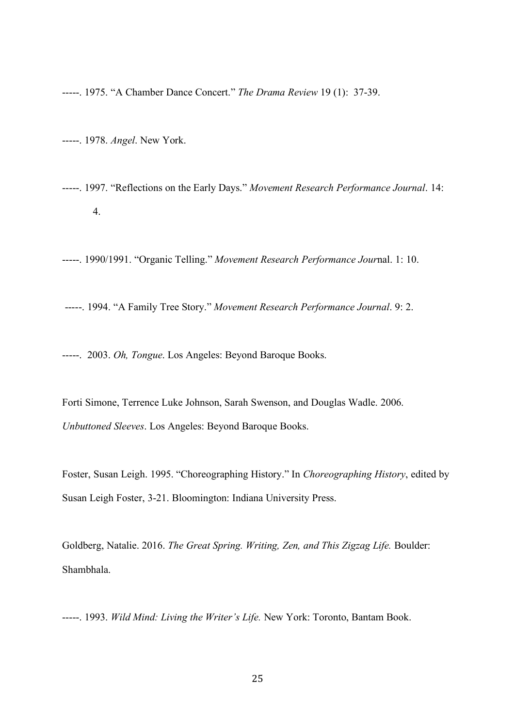-----. 1975. “A Chamber Dance Concert.” *The Drama Review* 19 (1): 37-39.

-----. 1978. *Angel*. New York.

-----. 1997. “Reflections on the Early Days.” *Movement Research Performance Journal*. 14: 4.

-----. 1990/1991. “Organic Telling.” *Movement Research Performance Jour*nal. 1: 10.

-----. 1994. “A Family Tree Story.” *Movement Research Performance Journal*. 9: 2.

-----. 2003. *Oh, Tongue*. Los Angeles: Beyond Baroque Books.

Forti Simone, Terrence Luke Johnson, Sarah Swenson, and Douglas Wadle. 2006. *Unbuttoned Sleeves*. Los Angeles: Beyond Baroque Books.

Foster, Susan Leigh. 1995. “Choreographing History.” In *Choreographing History*, edited by Susan Leigh Foster, 3-21. Bloomington: Indiana University Press.

Goldberg, Natalie. 2016. *The Great Spring. Writing, Zen, and This Zigzag Life.* Boulder: Shambhala.

-----. 1993. *Wild Mind: Living the Writer’s Life.* New York: Toronto, Bantam Book.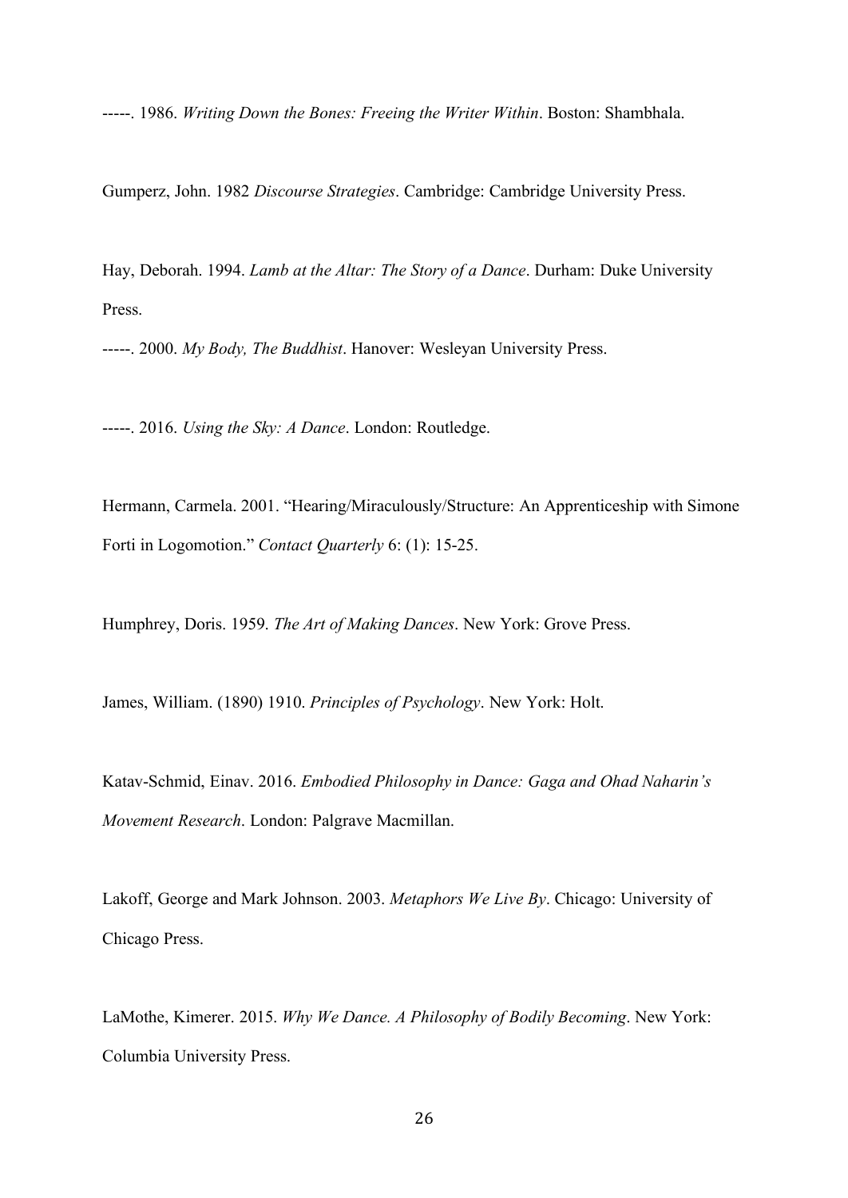-----. 1986. *Writing Down the Bones: Freeing the Writer Within*. Boston: Shambhala.

Gumperz, John. 1982 *Discourse Strategies*. Cambridge: Cambridge University Press.

Hay, Deborah. 1994. *Lamb at the Altar: The Story of a Dance*. Durham: Duke University Press.

-----. 2000. *My Body, The Buddhist*. Hanover: Wesleyan University Press.

-----. 2016. *Using the Sky: A Dance*. London: Routledge.

Hermann, Carmela. 2001. "Hearing/Miraculously/Structure: An Apprenticeship with Simone Forti in Logomotion." *Contact Quarterly* 6: (1): 15-25.

Humphrey, Doris. 1959. *The Art of Making Dances*. New York: Grove Press.

James, William. (1890) 1910. *Principles of Psychology*. New York: Holt.

Katav-Schmid, Einav. 2016. *Embodied Philosophy in Dance: Gaga and Ohad Naharin's Movement Research*. London: Palgrave Macmillan.

Lakoff, George and Mark Johnson. 2003. *Metaphors We Live By*. Chicago: University of Chicago Press.

LaMothe, Kimerer. 2015. *Why We Dance. A Philosophy of Bodily Becoming*. New York: Columbia University Press.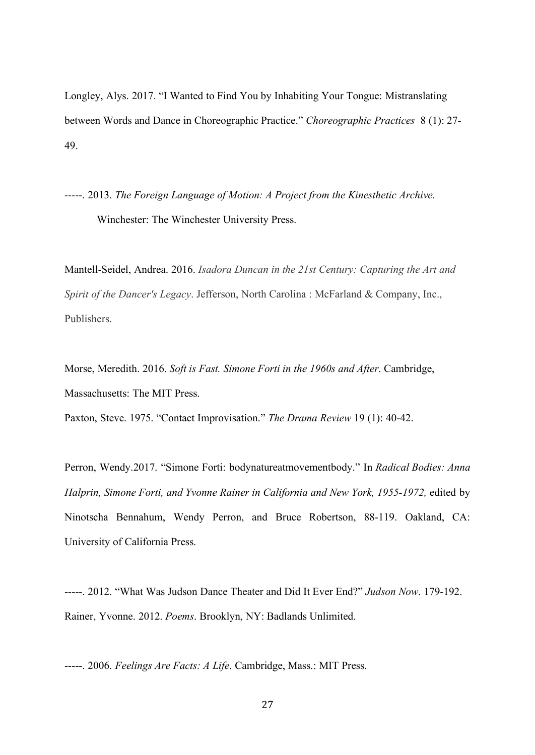Longley, Alys. 2017. "I Wanted to Find You by Inhabiting Your Tongue: Mistranslating between Words and Dance in Choreographic Practice." *Choreographic Practices* 8 (1): 27-49.

-----. 2013. *The Foreign Language of Motion: A Project from the Kinesthetic Archive.* Winchester: The Winchester University Press.

Mantell-Seidel, Andrea. 2016. *Isadora Duncan in the 21st Century: Capturing the Art and Spirit of the Dancer's Legacy*. Jefferson, North Carolina : McFarland & Company, Inc., Publishers.

Morse, Meredith. 2016. *Soft is Fast. Simone Forti in the 1960s and After*. Cambridge, Massachusetts: The MIT Press.

Paxton, Steve. 1975. "Contact Improvisation." *The Drama Review* 19 (1): 40-42.

Perron, Wendy.2017. "Simone Forti: bodynatureatmovementbody." In *Radical Bodies: Anna Halprin, Simone Forti, and Yvonne Rainer in California and New York, 1955-1972,* edited by Ninotscha Bennahum, Wendy Perron, and Bruce Robertson, 88-119. Oakland, CA: University of California Press.

-----. 2012. "What Was Judson Dance Theater and Did It Ever End?" *Judson Now*. 179-192.

Rainer, Yvonne. 2012. *Poems*. Brooklyn, NY: Badlands Unlimited.

-----. 2006. *Feelings Are Facts: A Life*. Cambridge, Mass.: MIT Press.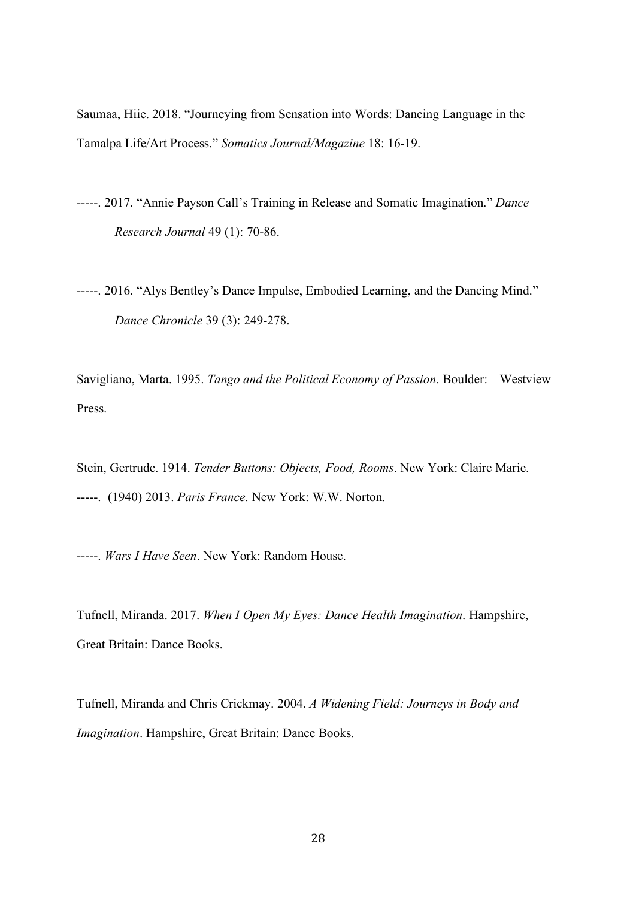Saumaa, Hiie. 2018. "Journeying from Sensation into Words: Dancing Language in the Tamalpa Life/Art Process." *Somatics Journal/Magazine* 18: 16-19.

-----. 2017. "Annie Payson Call's Training in Release and Somatic Imagination." *Dance Research Journal* 49 (1): 70-86.

-----. 2016. "Alys Bentley's Dance Impulse, Embodied Learning, and the Dancing Mind." *Dance Chronicle* 39 (3): 249-278.

Savigliano, Marta. 1995. *Tango and the Political Economy of Passion*. Boulder: Westview Press.

Stein, Gertrude. 1914. *Tender Buttons: Objects, Food, Rooms*. New York: Claire Marie.

-----. (1940) 2013. *Paris France*. New York: W.W. Norton.

-----. *Wars I Have Seen*. New York: Random House.

Tufnell, Miranda. 2017. *When I Open My Eyes: Dance Health Imagination*. Hampshire, Great Britain: Dance Books.

Tufnell, Miranda and Chris Crickmay. 2004. *A Widening Field: Journeys in Body and Imagination*. Hampshire, Great Britain: Dance Books.